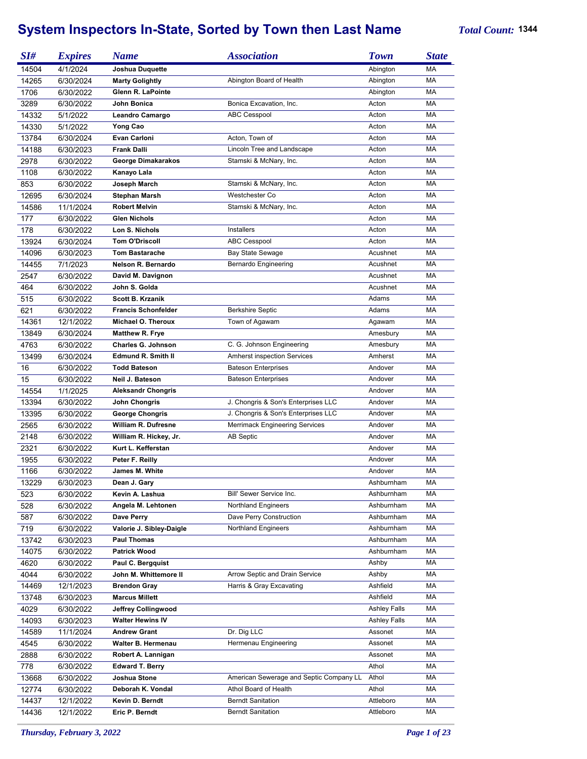# System Inspectors In-State, Sorted by Town then Last Name

*Total Count:* **1344**

| SI# | Expires | Name | Association | Town | State |
|---|---|---|---|---|---|
| 14504 | 4/1/2024 | **Joshua Duquette** | | Abington | MA |
| 14265 | 6/30/2024 | **Marty Golightly** | Abington Board of Health | Abington | MA |
| 1706 | 6/30/2022 | **Glenn R. LaPointe** | | Abington | MA |
| 3289 | 6/30/2022 | **John Bonica** | Bonica Excavation, Inc. | Acton | MA |
| 14332 | 5/1/2022 | **Leandro Camargo** | ABC Cesspool | Acton | MA |
| 14330 | 5/1/2022 | **Yong Cao** | | Acton | MA |
| 13784 | 6/30/2024 | **Evan Carloni** | Acton, Town of | Acton | MA |
| 14188 | 6/30/2023 | **Frank Dalli** | Lincoln Tree and Landscape | Acton | MA |
| 2978 | 6/30/2022 | **George Dimakarakos** | Stamski & McNary, Inc. | Acton | MA |
| 1108 | 6/30/2022 | **Kanayo Lala** | | Acton | MA |
| 853 | 6/30/2022 | **Joseph March** | Stamski & McNary, Inc. | Acton | MA |
| 12695 | 6/30/2024 | **Stephan Marsh** | Westchester Co | Acton | MA |
| 14586 | 11/1/2024 | **Robert Melvin** | Stamski & McNary, Inc. | Acton | MA |
| 177 | 6/30/2022 | **Glen Nichols** | | Acton | MA |
| 178 | 6/30/2022 | **Lon S. Nichols** | Installers | Acton | MA |
| 13924 | 6/30/2024 | **Tom O'Driscoll** | ABC Cesspool | Acton | MA |
| 14096 | 6/30/2023 | **Tom Bastarache** | Bay State Sewage | Acushnet | MA |
| 14455 | 7/1/2023 | **Nelson R. Bernardo** | Bernardo Engineering | Acushnet | MA |
| 2547 | 6/30/2022 | **David M. Davignon** | | Acushnet | MA |
| 464 | 6/30/2022 | **John S. Golda** | | Acushnet | MA |
| 515 | 6/30/2022 | **Scott B. Krzanik** | | Adams | MA |
| 621 | 6/30/2022 | **Francis Schonfelder** | Berkshire Septic | Adams | MA |
| 14361 | 12/1/2022 | **Michael O. Theroux** | Town of Agawam | Agawam | MA |
| 13849 | 6/30/2024 | **Matthew R. Frye** | | Amesbury | MA |
| 4763 | 6/30/2022 | **Charles G. Johnson** | C. G. Johnson Engineering | Amesbury | MA |
| 13499 | 6/30/2024 | **Edmund R. Smith II** | Amherst inspection Services | Amherst | MA |
| 16 | 6/30/2022 | **Todd Bateson** | Bateson Enterprises | Andover | MA |
| 15 | 6/30/2022 | **Neil J. Bateson** | Bateson Enterprises | Andover | MA |
| 14554 | 1/1/2025 | **Aleksandr Chongris** | | Andover | MA |
| 13394 | 6/30/2022 | **John Chongris** | J. Chongris & Son's Enterprises LLC | Andover | MA |
| 13395 | 6/30/2022 | **George Chongris** | J. Chongris & Son's Enterprises LLC | Andover | MA |
| 2565 | 6/30/2022 | **William R. Dufresne** | Merrimack Engineering Services | Andover | MA |
| 2148 | 6/30/2022 | **William R. Hickey, Jr.** | AB Septic | Andover | MA |
| 2321 | 6/30/2022 | **Kurt L. Kefferstan** | | Andover | MA |
| 1955 | 6/30/2022 | **Peter F. Reilly** | | Andover | MA |
| 1166 | 6/30/2022 | **James M. White** | | Andover | MA |
| 13229 | 6/30/2023 | **Dean J. Gary** | | Ashburnham | MA |
| 523 | 6/30/2022 | **Kevin A. Lashua** | Bill' Sewer Service Inc. | Ashburnham | MA |
| 528 | 6/30/2022 | **Angela M. Lehtonen** | Northland Engineers | Ashburnham | MA |
| 587 | 6/30/2022 | **Dave Perry** | Dave Perry Construction | Ashburnham | MA |
| 719 | 6/30/2022 | **Valorie J. Sibley-Daigle** | Northland Engineers | Ashburnham | MA |
| 13742 | 6/30/2023 | **Paul Thomas** | | Ashburnham | MA |
| 14075 | 6/30/2022 | **Patrick Wood** | | Ashburnham | MA |
| 4620 | 6/30/2022 | **Paul C. Bergquist** | | Ashby | MA |
| 4044 | 6/30/2022 | **John M. Whittemore II** | Arrow Septic and Drain Service | Ashby | MA |
| 14469 | 12/1/2023 | **Brendon Gray** | Harris & Gray Excavating | Ashfield | MA |
| 13748 | 6/30/2023 | **Marcus Millett** | | Ashfield | MA |
| 4029 | 6/30/2022 | **Jeffrey Collingwood** | | Ashley Falls | MA |
| 14093 | 6/30/2023 | **Walter Hewins IV** | | Ashley Falls | MA |
| 14589 | 11/1/2024 | **Andrew Grant** | Dr. Dig LLC | Assonet | MA |
| 4545 | 6/30/2022 | **Walter B. Hermenau** | Hermenau Engineering | Assonet | MA |
| 2888 | 6/30/2022 | **Robert A. Lannigan** | | Assonet | MA |
| 778 | 6/30/2022 | **Edward T. Berry** | | Athol | MA |
| 13668 | 6/30/2022 | **Joshua Stone** | American Sewerage and Septic Company LL | Athol | MA |
| 12774 | 6/30/2022 | **Deborah K. Vondal** | Athol Board of Health | Athol | MA |
| 14437 | 12/1/2022 | **Kevin D. Berndt** | Berndt Sanitation | Attleboro | MA |
| 14436 | 12/1/2022 | **Eric P. Berndt** | Berndt Sanitation | Attleboro | MA |

*Thursday, February 3, 2022*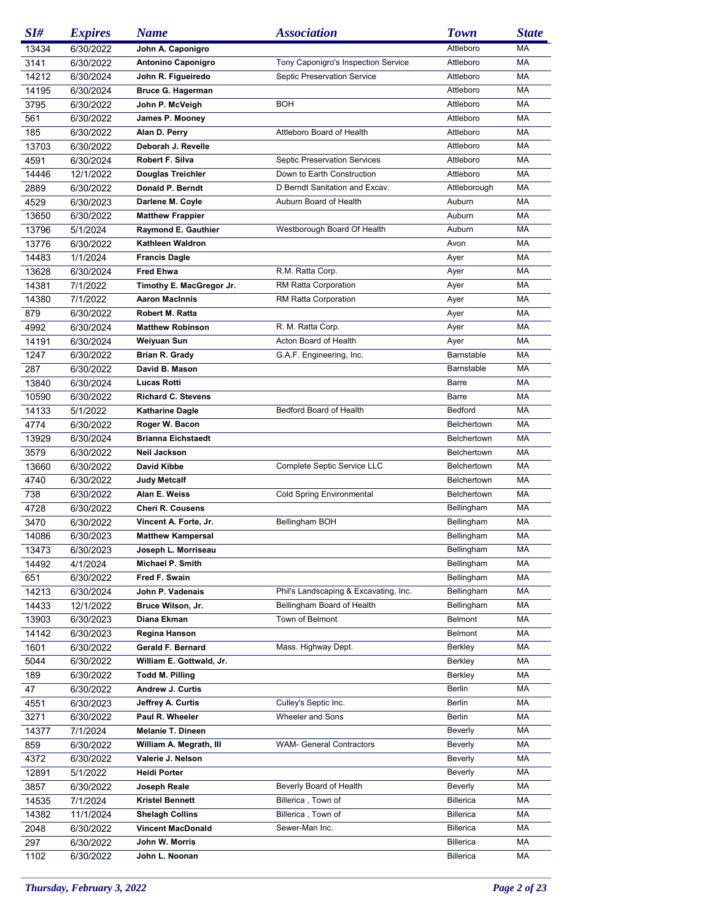| SI# | Expires | Name | Association | Town | State |
|---|---|---|---|---|---|
| 13434 | 6/30/2022 | **John A. Caponigro** | | Attleboro | MA |
| 3141 | 6/30/2022 | **Antonino Caponigro** | Tony Caponigro's Inspection Service | Attleboro | MA |
| 14212 | 6/30/2024 | **John R. Figueiredo** | Septic Preservation Service | Attleboro | MA |
| 14195 | 6/30/2024 | **Bruce G. Hagerman** | | Attleboro | MA |
| 3795 | 6/30/2022 | **John P. McVeigh** | BOH | Attleboro | MA |
| 561 | 6/30/2022 | **James P. Mooney** | | Attleboro | MA |
| 185 | 6/30/2022 | **Alan D. Perry** | Attleboro Board of Health | Attleboro | MA |
| 13703 | 6/30/2022 | **Deborah J. Revelle** | | Attleboro | MA |
| 4591 | 6/30/2024 | **Robert F. Silva** | Septic Preservation Services | Attleboro | MA |
| 14446 | 12/1/2022 | **Douglas Treichler** | Down to Earth Construction | Attleboro | MA |
| 2889 | 6/30/2022 | **Donald P. Berndt** | D Berndt Sanitation and Excav. | Attleborough | MA |
| 4529 | 6/30/2023 | **Darlene M. Coyle** | Auburn Board of Health | Auburn | MA |
| 13650 | 6/30/2022 | **Matthew Frappier** | | Auburn | MA |
| 13796 | 5/1/2024 | **Raymond E. Gauthier** | Westborough Board Of Health | Auburn | MA |
| 13776 | 6/30/2022 | **Kathleen Waldron** | | Avon | MA |
| 14483 | 1/1/2024 | **Francis Dagle** | | Ayer | MA |
| 13628 | 6/30/2024 | **Fred Ehwa** | R.M. Ratta Corp. | Ayer | MA |
| 14381 | 7/1/2022 | **Timothy E. MacGregor Jr.** | RM Ratta Corporation | Ayer | MA |
| 14380 | 7/1/2022 | **Aaron MacInnis** | RM Ratta Corporation | Ayer | MA |
| 879 | 6/30/2022 | **Robert M. Ratta** | | Ayer | MA |
| 4992 | 6/30/2024 | **Matthew Robinson** | R. M. Ratta Corp. | Ayer | MA |
| 14191 | 6/30/2024 | **Weiyuan Sun** | Acton Board of Health | Ayer | MA |
| 1247 | 6/30/2022 | **Brian R. Grady** | G.A.F. Engineering, Inc. | Barnstable | MA |
| 287 | 6/30/2022 | **David B. Mason** | | Barnstable | MA |
| 13840 | 6/30/2024 | **Lucas Rotti** | | Barre | MA |
| 10590 | 6/30/2022 | **Richard C. Stevens** | | Barre | MA |
| 14133 | 5/1/2022 | **Katharine Dagle** | Bedford Board of Health | Bedford | MA |
| 4774 | 6/30/2022 | **Roger W. Bacon** | | Belchertown | MA |
| 13929 | 6/30/2024 | **Brianna Eichstaedt** | | Belchertown | MA |
| 3579 | 6/30/2022 | **Neil Jackson** | | Belchertown | MA |
| 13660 | 6/30/2022 | **David Kibbe** | Complete Septic Service LLC | Belchertown | MA |
| 4740 | 6/30/2022 | **Judy Metcalf** | | Belchertown | MA |
| 738 | 6/30/2022 | **Alan E. Weiss** | Cold Spring Environmental | Belchertown | MA |
| 4728 | 6/30/2022 | **Cheri R. Cousens** | | Bellingham | MA |
| 3470 | 6/30/2022 | **Vincent A. Forte, Jr.** | Bellingham BOH | Bellingham | MA |
| 14086 | 6/30/2023 | **Matthew Kampersal** | | Bellingham | MA |
| 13473 | 6/30/2023 | **Joseph L. Morriseau** | | Bellingham | MA |
| 14492 | 4/1/2024 | **Michael P. Smith** | | Bellingham | MA |
| 651 | 6/30/2022 | **Fred F. Swain** | | Bellingham | MA |
| 14213 | 6/30/2024 | **John P. Vadenais** | Phil's Landscaping & Excavating, Inc. | Bellingham | MA |
| 14433 | 12/1/2022 | **Bruce Wilson, Jr.** | Bellingham Board of Health | Bellingham | MA |
| 13903 | 6/30/2023 | **Diana Ekman** | Town of Belmont | Belmont | MA |
| 14142 | 6/30/2023 | **Regina Hanson** | | Belmont | MA |
| 1601 | 6/30/2022 | **Gerald F. Bernard** | Mass. Highway Dept. | Berkley | MA |
| 5044 | 6/30/2022 | **William E. Gottwald, Jr.** | | Berkley | MA |
| 189 | 6/30/2022 | **Todd M. Pilling** | | Berkley | MA |
| 47 | 6/30/2022 | **Andrew J. Curtis** | | Berlin | MA |
| 4551 | 6/30/2023 | **Jeffrey A. Curtis** | Culley's Septic Inc. | Berlin | MA |
| 3271 | 6/30/2022 | **Paul R. Wheeler** | Wheeler and Sons | Berlin | MA |
| 14377 | 7/1/2024 | **Melanie T. Dineen** | | Beverly | MA |
| 859 | 6/30/2022 | **William A. Megrath, III** | WAM- General Contractors | Beverly | MA |
| 4372 | 6/30/2022 | **Valerie J. Nelson** | | Beverly | MA |
| 12891 | 5/1/2022 | **Heidi Porter** | | Beverly | MA |
| 3857 | 6/30/2022 | **Joseph Reale** | Beverly Board of Health | Beverly | MA |
| 14535 | 7/1/2024 | **Kristel Bennett** | Billerica , Town of | Billerica | MA |
| 14382 | 11/1/2024 | **Shelagh Collins** | Billerica , Town of | Billerica | MA |
| 2048 | 6/30/2022 | **Vincent MacDonald** | Sewer-Man Inc. | Billerica | MA |
| 297 | 6/30/2022 | **John W. Morris** | | Billerica | MA |
| 1102 | 6/30/2022 | **John L. Noonan** | | Billerica | MA |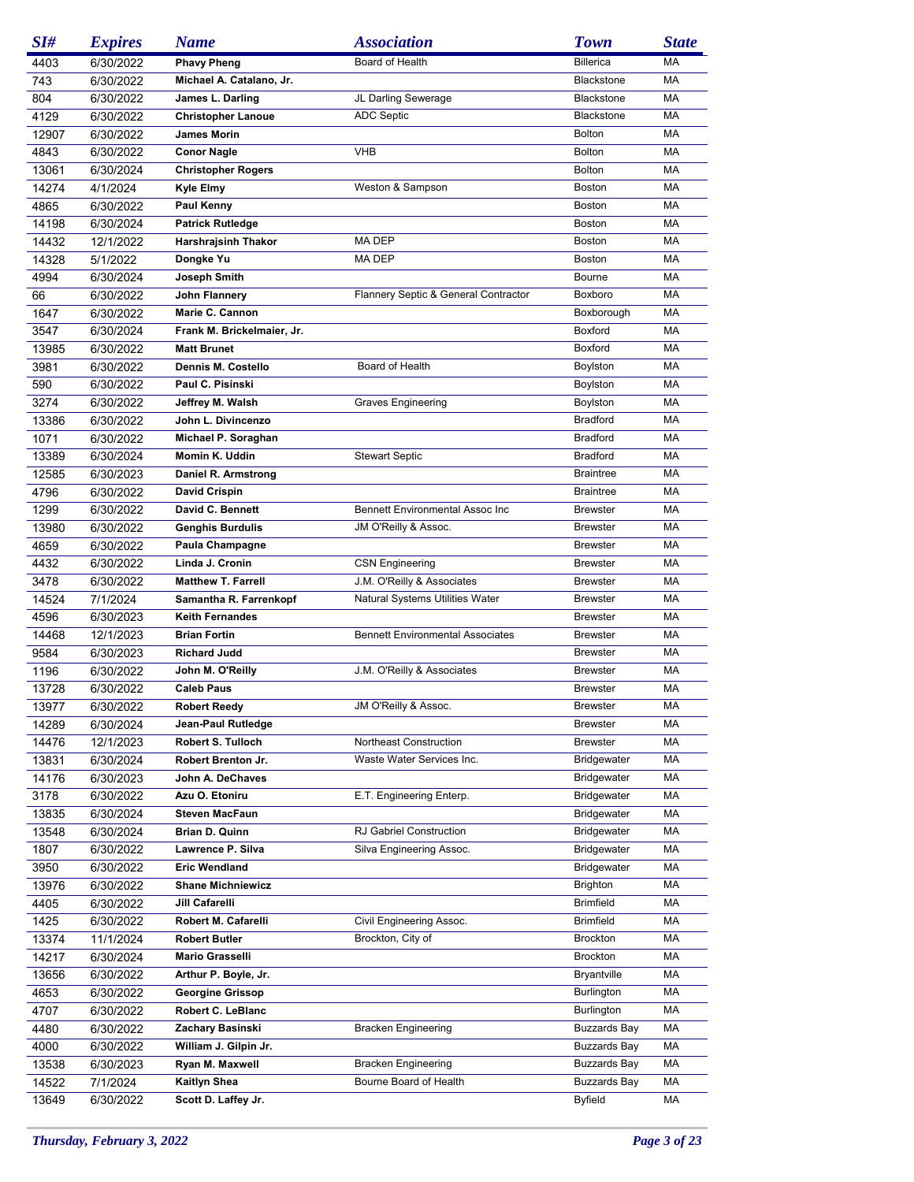| SI# | Expires | Name | Association | Town | State |
|---|---|---|---|---|---|
| 4403 | 6/30/2022 | **Phavy Pheng** | Board of Health | Billerica | MA |
| 743 | 6/30/2022 | **Michael A. Catalano, Jr.** | | Blackstone | MA |
| 804 | 6/30/2022 | **James L. Darling** | JL Darling Sewerage | Blackstone | MA |
| 4129 | 6/30/2022 | **Christopher Lanoue** | ADC Septic | Blackstone | MA |
| 12907 | 6/30/2022 | **James Morin** | | Bolton | MA |
| 4843 | 6/30/2022 | **Conor Nagle** | VHB | Bolton | MA |
| 13061 | 6/30/2024 | **Christopher Rogers** | | Bolton | MA |
| 14274 | 4/1/2024 | **Kyle Elmy** | Weston & Sampson | Boston | MA |
| 4865 | 6/30/2022 | **Paul Kenny** | | Boston | MA |
| 14198 | 6/30/2024 | **Patrick Rutledge** | | Boston | MA |
| 14432 | 12/1/2022 | **Harshrajsinh Thakor** | MA DEP | Boston | MA |
| 14328 | 5/1/2022 | **Dongke Yu** | MA DEP | Boston | MA |
| 4994 | 6/30/2024 | **Joseph Smith** | | Bourne | MA |
| 66 | 6/30/2022 | **John Flannery** | Flannery Septic & General Contractor | Boxboro | MA |
| 1647 | 6/30/2022 | **Marie C. Cannon** | | Boxborough | MA |
| 3547 | 6/30/2024 | **Frank M. Brickelmaier, Jr.** | | Boxford | MA |
| 13985 | 6/30/2022 | **Matt Brunet** | | Boxford | MA |
| 3981 | 6/30/2022 | **Dennis M. Costello** | Board of Health | Boylston | MA |
| 590 | 6/30/2022 | **Paul C. Pisinski** | | Boylston | MA |
| 3274 | 6/30/2022 | **Jeffrey M. Walsh** | Graves Engineering | Boylston | MA |
| 13386 | 6/30/2022 | **John L. Divincenzo** | | Bradford | MA |
| 1071 | 6/30/2022 | **Michael P. Soraghan** | | Bradford | MA |
| 13389 | 6/30/2024 | **Momin K. Uddin** | Stewart Septic | Bradford | MA |
| 12585 | 6/30/2023 | **Daniel R. Armstrong** | | Braintree | MA |
| 4796 | 6/30/2022 | **David Crispin** | | Braintree | MA |
| 1299 | 6/30/2022 | **David C. Bennett** | Bennett Environmental Assoc Inc | Brewster | MA |
| 13980 | 6/30/2022 | **Genghis Burdulis** | JM O'Reilly & Assoc. | Brewster | MA |
| 4659 | 6/30/2022 | **Paula Champagne** | | Brewster | MA |
| 4432 | 6/30/2022 | **Linda J. Cronin** | CSN Engineering | Brewster | MA |
| 3478 | 6/30/2022 | **Matthew T. Farrell** | J.M. O'Reilly & Associates | Brewster | MA |
| 14524 | 7/1/2024 | **Samantha R. Farrenkopf** | Natural Systems Utilities Water | Brewster | MA |
| 4596 | 6/30/2023 | **Keith Fernandes** | | Brewster | MA |
| 14468 | 12/1/2023 | **Brian Fortin** | Bennett Environmental Associates | Brewster | MA |
| 9584 | 6/30/2023 | **Richard Judd** | | Brewster | MA |
| 1196 | 6/30/2022 | **John M. O'Reilly** | J.M. O'Reilly & Associates | Brewster | MA |
| 13728 | 6/30/2022 | **Caleb Paus** | | Brewster | MA |
| 13977 | 6/30/2022 | **Robert Reedy** | JM O'Reilly & Assoc. | Brewster | MA |
| 14289 | 6/30/2024 | **Jean-Paul Rutledge** | | Brewster | MA |
| 14476 | 12/1/2023 | **Robert S. Tulloch** | Northeast Construction | Brewster | MA |
| 13831 | 6/30/2024 | **Robert Brenton Jr.** | Waste Water Services Inc. | Bridgewater | MA |
| 14176 | 6/30/2023 | **John A. DeChaves** | | Bridgewater | MA |
| 3178 | 6/30/2022 | **Azu O. Etoniru** | E.T. Engineering Enterp. | Bridgewater | MA |
| 13835 | 6/30/2024 | **Steven MacFaun** | | Bridgewater | MA |
| 13548 | 6/30/2024 | **Brian D. Quinn** | RJ Gabriel Construction | Bridgewater | MA |
| 1807 | 6/30/2022 | **Lawrence P. Silva** | Silva Engineering Assoc. | Bridgewater | MA |
| 3950 | 6/30/2022 | **Eric Wendland** | | Bridgewater | MA |
| 13976 | 6/30/2022 | **Shane Michniewicz** | | Brighton | MA |
| 4405 | 6/30/2022 | **Jill Cafarelli** | | Brimfield | MA |
| 1425 | 6/30/2022 | **Robert M. Cafarelli** | Civil Engineering Assoc. | Brimfield | MA |
| 13374 | 11/1/2024 | **Robert Butler** | Brockton, City of | Brockton | MA |
| 14217 | 6/30/2024 | **Mario Grasselli** | | Brockton | MA |
| 13656 | 6/30/2022 | **Arthur P. Boyle, Jr.** | | Bryantville | MA |
| 4653 | 6/30/2022 | **Georgine Grissop** | | Burlington | MA |
| 4707 | 6/30/2022 | **Robert C. LeBlanc** | | Burlington | MA |
| 4480 | 6/30/2022 | **Zachary Basinski** | Bracken Engineering | Buzzards Bay | MA |
| 4000 | 6/30/2022 | **William J. Gilpin Jr.** | | Buzzards Bay | MA |
| 13538 | 6/30/2023 | **Ryan M. Maxwell** | Bracken Engineering | Buzzards Bay | MA |
| 14522 | 7/1/2024 | **Kaitlyn Shea** | Bourne Board of Health | Buzzards Bay | MA |
| 13649 | 6/30/2022 | **Scott D. Laffey Jr.** | | Byfield | MA |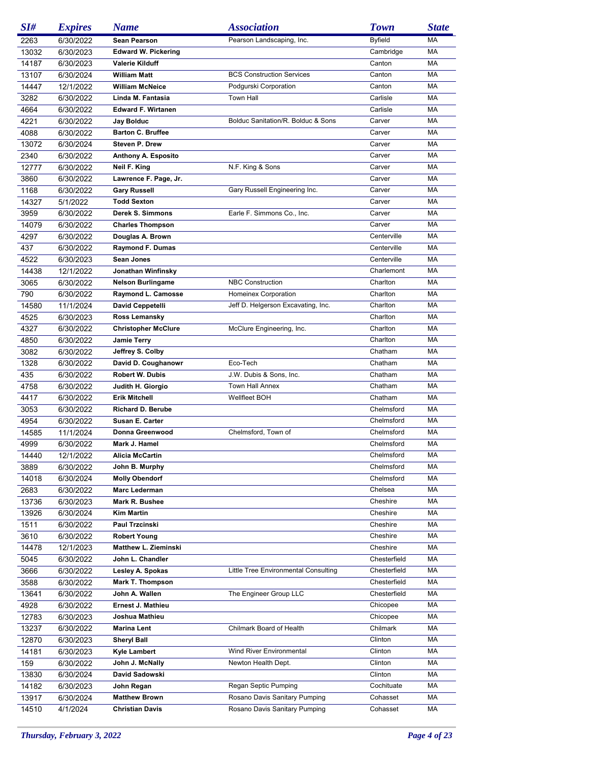| SI# | Expires | Name | Association | Town | State |
|---|---|---|---|---|---|
| 2263 | 6/30/2022 | **Sean Pearson** | Pearson Landscaping, Inc. | Byfield | MA |
| 13032 | 6/30/2023 | **Edward W. Pickering** | | Cambridge | MA |
| 14187 | 6/30/2023 | **Valerie Kilduff** | | Canton | MA |
| 13107 | 6/30/2024 | **William Matt** | BCS Construction Services | Canton | MA |
| 14447 | 12/1/2022 | **William McNeice** | Podgurski Corporation | Canton | MA |
| 3282 | 6/30/2022 | **Linda M. Fantasia** | Town Hall | Carlisle | MA |
| 4664 | 6/30/2022 | **Edward F. Wirtanen** | | Carlisle | MA |
| 4221 | 6/30/2022 | **Jay Bolduc** | Bolduc Sanitation/R. Bolduc & Sons | Carver | MA |
| 4088 | 6/30/2022 | **Barton C. Bruffee** | | Carver | MA |
| 13072 | 6/30/2024 | **Steven P. Drew** | | Carver | MA |
| 2340 | 6/30/2022 | **Anthony A. Esposito** | | Carver | MA |
| 12777 | 6/30/2022 | **Neil F. King** | N.F. King & Sons | Carver | MA |
| 3860 | 6/30/2022 | **Lawrence F. Page, Jr.** | | Carver | MA |
| 1168 | 6/30/2022 | **Gary Russell** | Gary Russell Engineering Inc. | Carver | MA |
| 14327 | 5/1/2022 | **Todd Sexton** | | Carver | MA |
| 3959 | 6/30/2022 | **Derek S. Simmons** | Earle F. Simmons Co., Inc. | Carver | MA |
| 14079 | 6/30/2022 | **Charles Thompson** | | Carver | MA |
| 4297 | 6/30/2022 | **Douglas A. Brown** | | Centerville | MA |
| 437 | 6/30/2022 | **Raymond F. Dumas** | | Centerville | MA |
| 4522 | 6/30/2023 | **Sean Jones** | | Centerville | MA |
| 14438 | 12/1/2022 | **Jonathan Winfinsky** | | Charlemont | MA |
| 3065 | 6/30/2022 | **Nelson Burlingame** | NBC Construction | Charlton | MA |
| 790 | 6/30/2022 | **Raymond L. Camosse** | Homeinex Corporation | Charlton | MA |
| 14580 | 11/1/2024 | **David Ceppetelli** | Jeff D. Helgerson Excavating, Inc. | Charlton | MA |
| 4525 | 6/30/2023 | **Ross Lemansky** | | Charlton | MA |
| 4327 | 6/30/2022 | **Christopher McClure** | McClure Engineering, Inc. | Charlton | MA |
| 4850 | 6/30/2022 | **Jamie Terry** | | Charlton | MA |
| 3082 | 6/30/2022 | **Jeffrey S. Colby** | | Chatham | MA |
| 1328 | 6/30/2022 | **David D. Coughanowr** | Eco-Tech | Chatham | MA |
| 435 | 6/30/2022 | **Robert W. Dubis** | J.W. Dubis & Sons, Inc. | Chatham | MA |
| 4758 | 6/30/2022 | **Judith H. Giorgio** | Town Hall Annex | Chatham | MA |
| 4417 | 6/30/2022 | **Erik Mitchell** | Wellfleet BOH | Chatham | MA |
| 3053 | 6/30/2022 | **Richard D. Berube** | | Chelmsford | MA |
| 4954 | 6/30/2022 | **Susan E. Carter** | | Chelmsford | MA |
| 14585 | 11/1/2024 | **Donna Greenwood** | Chelmsford, Town of | Chelmsford | MA |
| 4999 | 6/30/2022 | **Mark J. Hamel** | | Chelmsford | MA |
| 14440 | 12/1/2022 | **Alicia McCartin** | | Chelmsford | MA |
| 3889 | 6/30/2022 | **John B. Murphy** | | Chelmsford | MA |
| 14018 | 6/30/2024 | **Molly Obendorf** | | Chelmsford | MA |
| 2683 | 6/30/2022 | **Marc Lederman** | | Chelsea | MA |
| 13736 | 6/30/2023 | **Mark R. Bushee** | | Cheshire | MA |
| 13926 | 6/30/2024 | **Kim Martin** | | Cheshire | MA |
| 1511 | 6/30/2022 | **Paul Trzcinski** | | Cheshire | MA |
| 3610 | 6/30/2022 | **Robert Young** | | Cheshire | MA |
| 14478 | 12/1/2023 | **Matthew L. Zieminski** | | Cheshire | MA |
| 5045 | 6/30/2022 | **John L. Chandler** | | Chesterfield | MA |
| 3666 | 6/30/2022 | **Lesley A. Spokas** | Little Tree Environmental Consulting | Chesterfield | MA |
| 3588 | 6/30/2022 | **Mark T. Thompson** | | Chesterfield | MA |
| 13641 | 6/30/2022 | **John A. Wallen** | The Engineer Group LLC | Chesterfield | MA |
| 4928 | 6/30/2022 | **Ernest J. Mathieu** | | Chicopee | MA |
| 12783 | 6/30/2023 | **Joshua Mathieu** | | Chicopee | MA |
| 13237 | 6/30/2022 | **Marina Lent** | Chilmark Board of Health | Chilmark | MA |
| 12870 | 6/30/2023 | **Sheryl Ball** | | Clinton | MA |
| 14181 | 6/30/2023 | **Kyle Lambert** | Wind River Environmental | Clinton | MA |
| 159 | 6/30/2022 | **John J. McNally** | Newton Health Dept. | Clinton | MA |
| 13830 | 6/30/2024 | **David Sadowski** | | Clinton | MA |
| 14182 | 6/30/2023 | **John Regan** | Regan Septic Pumping | Cochituate | MA |
| 13917 | 6/30/2024 | **Matthew Brown** | Rosano Davis Sanitary Pumping | Cohasset | MA |
| 14510 | 4/1/2024 | **Christian Davis** | Rosano Davis Sanitary Pumping | Cohasset | MA |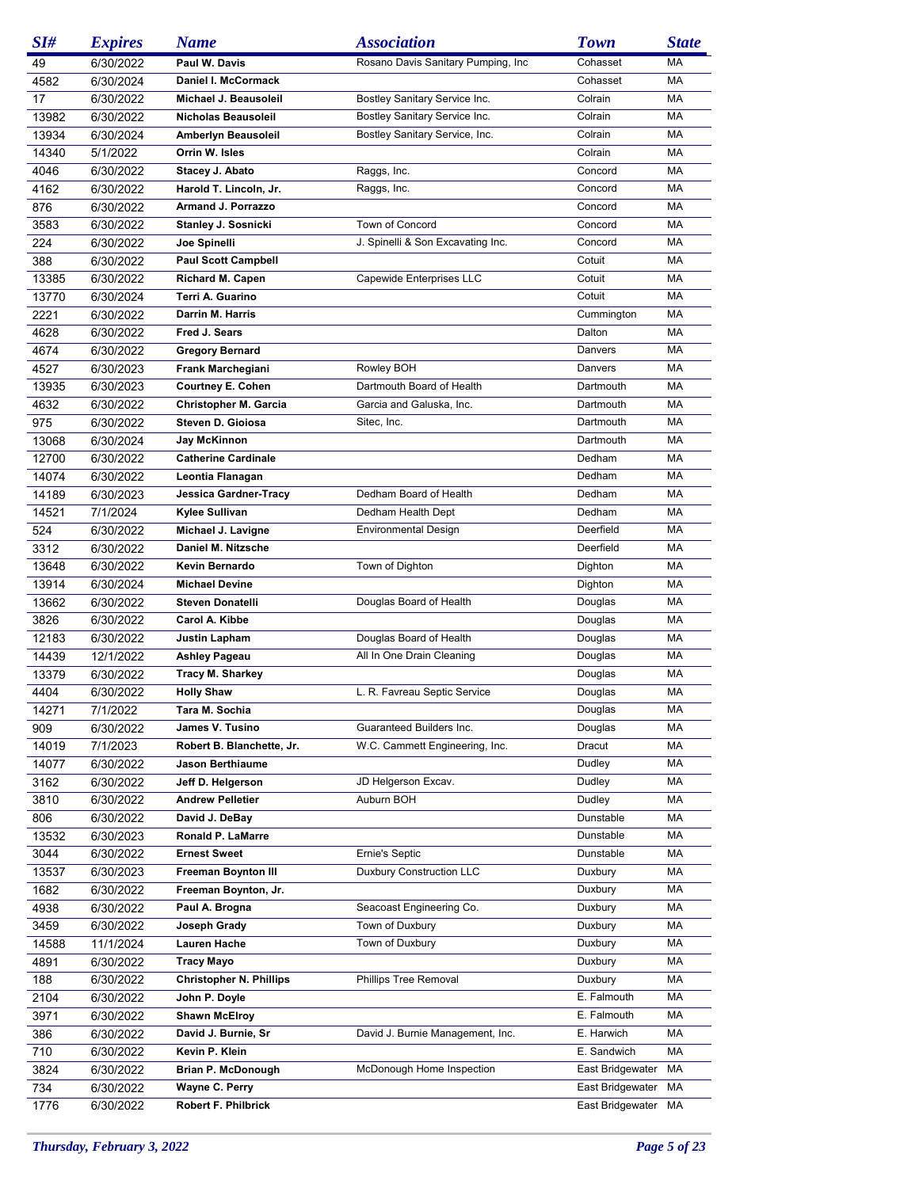| SI# | Expires | Name | Association | Town | State |
|---|---|---|---|---|---|
| 49 | 6/30/2022 | **Paul W. Davis** | Rosano Davis Sanitary Pumping, Inc | Cohasset | MA |
| 4582 | 6/30/2024 | **Daniel I. McCormack** | | Cohasset | MA |
| 17 | 6/30/2022 | **Michael J. Beausoleil** | Bostley Sanitary Service Inc. | Colrain | MA |
| 13982 | 6/30/2022 | **Nicholas Beausoleil** | Bostley Sanitary Service Inc. | Colrain | MA |
| 13934 | 6/30/2024 | **Amberlyn Beausoleil** | Bostley Sanitary Service, Inc. | Colrain | MA |
| 14340 | 5/1/2022 | **Orrin W. Isles** | | Colrain | MA |
| 4046 | 6/30/2022 | **Stacey J. Abato** | Raggs, Inc. | Concord | MA |
| 4162 | 6/30/2022 | **Harold T. Lincoln, Jr.** | Raggs, Inc. | Concord | MA |
| 876 | 6/30/2022 | **Armand J. Porrazzo** | | Concord | MA |
| 3583 | 6/30/2022 | **Stanley J. Sosnicki** | Town of Concord | Concord | MA |
| 224 | 6/30/2022 | **Joe Spinelli** | J. Spinelli & Son Excavating Inc. | Concord | MA |
| 388 | 6/30/2022 | **Paul Scott Campbell** | | Cotuit | MA |
| 13385 | 6/30/2022 | **Richard M. Capen** | Capewide Enterprises LLC | Cotuit | MA |
| 13770 | 6/30/2024 | **Terri A. Guarino** | | Cotuit | MA |
| 2221 | 6/30/2022 | **Darrin M. Harris** | | Cummington | MA |
| 4628 | 6/30/2022 | **Fred J. Sears** | | Dalton | MA |
| 4674 | 6/30/2022 | **Gregory Bernard** | | Danvers | MA |
| 4527 | 6/30/2023 | **Frank Marchegiani** | Rowley BOH | Danvers | MA |
| 13935 | 6/30/2023 | **Courtney E. Cohen** | Dartmouth Board of Health | Dartmouth | MA |
| 4632 | 6/30/2022 | **Christopher M. Garcia** | Garcia and Galuska, Inc. | Dartmouth | MA |
| 975 | 6/30/2022 | **Steven D. Gioiosa** | Sitec, Inc. | Dartmouth | MA |
| 13068 | 6/30/2024 | **Jay McKinnon** | | Dartmouth | MA |
| 12700 | 6/30/2022 | **Catherine Cardinale** | | Dedham | MA |
| 14074 | 6/30/2022 | **Leontia Flanagan** | | Dedham | MA |
| 14189 | 6/30/2023 | **Jessica Gardner-Tracy** | Dedham Board of Health | Dedham | MA |
| 14521 | 7/1/2024 | **Kylee Sullivan** | Dedham Health Dept | Dedham | MA |
| 524 | 6/30/2022 | **Michael J. Lavigne** | Environmental Design | Deerfield | MA |
| 3312 | 6/30/2022 | **Daniel M. Nitzsche** | | Deerfield | MA |
| 13648 | 6/30/2022 | **Kevin Bernardo** | Town of Dighton | Dighton | MA |
| 13914 | 6/30/2024 | **Michael Devine** | | Dighton | MA |
| 13662 | 6/30/2022 | **Steven Donatelli** | Douglas Board of Health | Douglas | MA |
| 3826 | 6/30/2022 | **Carol A. Kibbe** | | Douglas | MA |
| 12183 | 6/30/2022 | **Justin Lapham** | Douglas Board of Health | Douglas | MA |
| 14439 | 12/1/2022 | **Ashley Pageau** | All In One Drain Cleaning | Douglas | MA |
| 13379 | 6/30/2022 | **Tracy M. Sharkey** | | Douglas | MA |
| 4404 | 6/30/2022 | **Holly Shaw** | L. R. Favreau Septic Service | Douglas | MA |
| 14271 | 7/1/2022 | **Tara M. Sochia** | | Douglas | MA |
| 909 | 6/30/2022 | **James V. Tusino** | Guaranteed Builders Inc. | Douglas | MA |
| 14019 | 7/1/2023 | **Robert B. Blanchette, Jr.** | W.C. Cammett Engineering, Inc. | Dracut | MA |
| 14077 | 6/30/2022 | **Jason Berthiaume** | | Dudley | MA |
| 3162 | 6/30/2022 | **Jeff D. Helgerson** | JD Helgerson Excav. | Dudley | MA |
| 3810 | 6/30/2022 | **Andrew Pelletier** | Auburn BOH | Dudley | MA |
| 806 | 6/30/2022 | **David J. DeBay** | | Dunstable | MA |
| 13532 | 6/30/2023 | **Ronald P. LaMarre** | | Dunstable | MA |
| 3044 | 6/30/2022 | **Ernest Sweet** | Ernie's Septic | Dunstable | MA |
| 13537 | 6/30/2023 | **Freeman Boynton III** | Duxbury Construction LLC | Duxbury | MA |
| 1682 | 6/30/2022 | **Freeman Boynton, Jr.** | | Duxbury | MA |
| 4938 | 6/30/2022 | **Paul A. Brogna** | Seacoast Engineering Co. | Duxbury | MA |
| 3459 | 6/30/2022 | **Joseph Grady** | Town of Duxbury | Duxbury | MA |
| 14588 | 11/1/2024 | **Lauren Hache** | Town of Duxbury | Duxbury | MA |
| 4891 | 6/30/2022 | **Tracy Mayo** | | Duxbury | MA |
| 188 | 6/30/2022 | **Christopher N. Phillips** | Phillips Tree Removal | Duxbury | MA |
| 2104 | 6/30/2022 | **John P. Doyle** | | E. Falmouth | MA |
| 3971 | 6/30/2022 | **Shawn McElroy** | | E. Falmouth | MA |
| 386 | 6/30/2022 | **David J. Burnie, Sr** | David J. Burnie Management, Inc. | E. Harwich | MA |
| 710 | 6/30/2022 | **Kevin P. Klein** | | E. Sandwich | MA |
| 3824 | 6/30/2022 | **Brian P. McDonough** | McDonough Home Inspection | East Bridgewater | MA |
| 734 | 6/30/2022 | **Wayne C. Perry** | | East Bridgewater | MA |
| 1776 | 6/30/2022 | **Robert F. Philbrick** | | East Bridgewater | MA |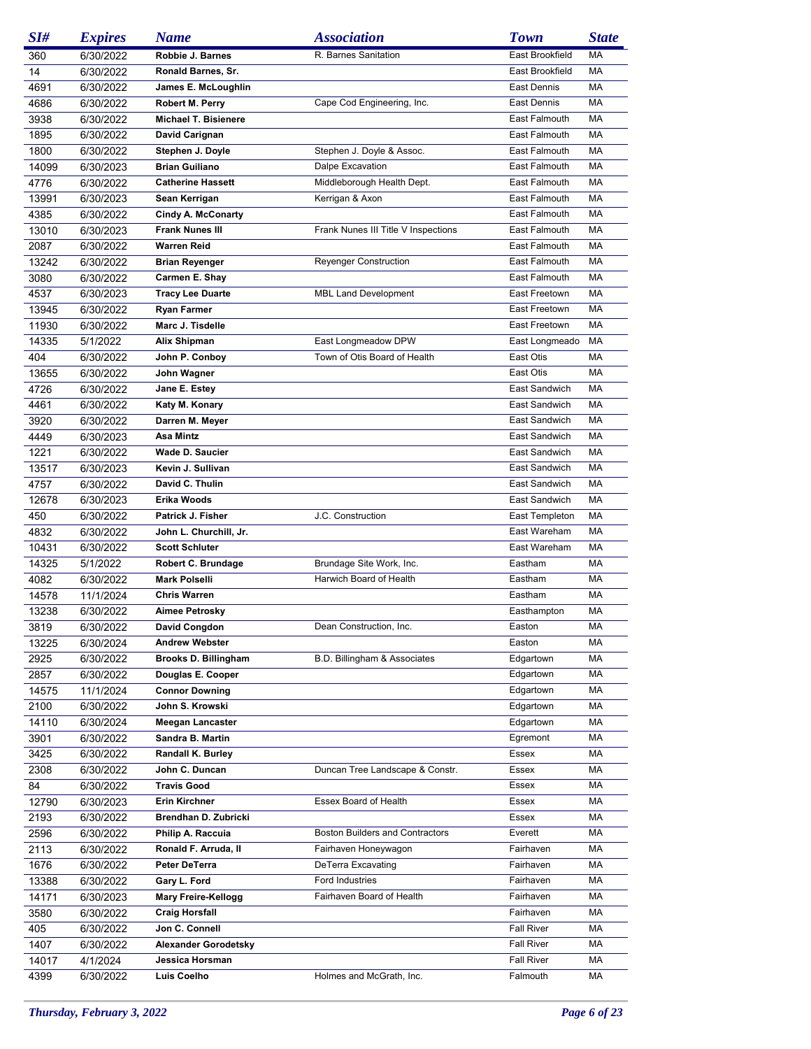| SI# | Expires | Name | Association | Town | State |
|---|---|---|---|---|---|
| 360 | 6/30/2022 | Robbie J. Barnes | R. Barnes Sanitation | East Brookfield | MA |
| 14 | 6/30/2022 | Ronald Barnes, Sr. | | East Brookfield | MA |
| 4691 | 6/30/2022 | James E. McLoughlin | | East Dennis | MA |
| 4686 | 6/30/2022 | Robert M. Perry | Cape Cod Engineering, Inc. | East Dennis | MA |
| 3938 | 6/30/2022 | Michael T. Bisienere | | East Falmouth | MA |
| 1895 | 6/30/2022 | David Carignan | | East Falmouth | MA |
| 1800 | 6/30/2022 | Stephen J. Doyle | Stephen J. Doyle & Assoc. | East Falmouth | MA |
| 14099 | 6/30/2023 | Brian Guiliano | Dalpe Excavation | East Falmouth | MA |
| 4776 | 6/30/2022 | Catherine Hassett | Middleborough Health Dept. | East Falmouth | MA |
| 13991 | 6/30/2023 | Sean Kerrigan | Kerrigan & Axon | East Falmouth | MA |
| 4385 | 6/30/2022 | Cindy A. McConarty | | East Falmouth | MA |
| 13010 | 6/30/2023 | Frank Nunes III | Frank Nunes III Title V Inspections | East Falmouth | MA |
| 2087 | 6/30/2022 | Warren Reid | | East Falmouth | MA |
| 13242 | 6/30/2022 | Brian Reyenger | Reyenger Construction | East Falmouth | MA |
| 3080 | 6/30/2022 | Carmen E. Shay | | East Falmouth | MA |
| 4537 | 6/30/2023 | Tracy Lee Duarte | MBL Land Development | East Freetown | MA |
| 13945 | 6/30/2022 | Ryan Farmer | | East Freetown | MA |
| 11930 | 6/30/2022 | Marc J. Tisdelle | | East Freetown | MA |
| 14335 | 5/1/2022 | Alix Shipman | East Longmeadow DPW | East Longmeado | MA |
| 404 | 6/30/2022 | John P. Conboy | Town of Otis Board of Health | East Otis | MA |
| 13655 | 6/30/2022 | John Wagner | | East Otis | MA |
| 4726 | 6/30/2022 | Jane E. Estey | | East Sandwich | MA |
| 4461 | 6/30/2022 | Katy M. Konary | | East Sandwich | MA |
| 3920 | 6/30/2022 | Darren M. Meyer | | East Sandwich | MA |
| 4449 | 6/30/2023 | Asa Mintz | | East Sandwich | MA |
| 1221 | 6/30/2022 | Wade D. Saucier | | East Sandwich | MA |
| 13517 | 6/30/2023 | Kevin J. Sullivan | | East Sandwich | MA |
| 4757 | 6/30/2022 | David C. Thulin | | East Sandwich | MA |
| 12678 | 6/30/2023 | Erika Woods | | East Sandwich | MA |
| 450 | 6/30/2022 | Patrick J. Fisher | J.C. Construction | East Templeton | MA |
| 4832 | 6/30/2022 | John L. Churchill, Jr. | | East Wareham | MA |
| 10431 | 6/30/2022 | Scott Schluter | | East Wareham | MA |
| 14325 | 5/1/2022 | Robert C. Brundage | Brundage Site Work, Inc. | Eastham | MA |
| 4082 | 6/30/2022 | Mark Polselli | Harwich Board of Health | Eastham | MA |
| 14578 | 11/1/2024 | Chris Warren | | Eastham | MA |
| 13238 | 6/30/2022 | Aimee Petrosky | | Easthampton | MA |
| 3819 | 6/30/2022 | David Congdon | Dean Construction, Inc. | Easton | MA |
| 13225 | 6/30/2024 | Andrew Webster | | Easton | MA |
| 2925 | 6/30/2022 | Brooks D. Billingham | B.D. Billingham & Associates | Edgartown | MA |
| 2857 | 6/30/2022 | Douglas E. Cooper | | Edgartown | MA |
| 14575 | 11/1/2024 | Connor Downing | | Edgartown | MA |
| 2100 | 6/30/2022 | John S. Krowski | | Edgartown | MA |
| 14110 | 6/30/2024 | Meegan Lancaster | | Edgartown | MA |
| 3901 | 6/30/2022 | Sandra B. Martin | | Egremont | MA |
| 3425 | 6/30/2022 | Randall K. Burley | | Essex | MA |
| 2308 | 6/30/2022 | John C. Duncan | Duncan Tree Landscape & Constr. | Essex | MA |
| 84 | 6/30/2022 | Travis Good | | Essex | MA |
| 12790 | 6/30/2023 | Erin Kirchner | Essex Board of Health | Essex | MA |
| 2193 | 6/30/2022 | Brendhan D. Zubricki | | Essex | MA |
| 2596 | 6/30/2022 | Philip A. Raccuia | Boston Builders and Contractors | Everett | MA |
| 2113 | 6/30/2022 | Ronald F. Arruda, II | Fairhaven Honeywagon | Fairhaven | MA |
| 1676 | 6/30/2022 | Peter DeTerra | DeTerra Excavating | Fairhaven | MA |
| 13388 | 6/30/2022 | Gary L. Ford | Ford Industries | Fairhaven | MA |
| 14171 | 6/30/2023 | Mary Freire-Kellogg | Fairhaven Board of Health | Fairhaven | MA |
| 3580 | 6/30/2022 | Craig Horsfall | | Fairhaven | MA |
| 405 | 6/30/2022 | Jon C. Connell | | Fall River | MA |
| 1407 | 6/30/2022 | Alexander Gorodetsky | | Fall River | MA |
| 14017 | 4/1/2024 | Jessica Horsman | | Fall River | MA |
| 4399 | 6/30/2022 | Luis Coelho | Holmes and McGrath, Inc. | Falmouth | MA |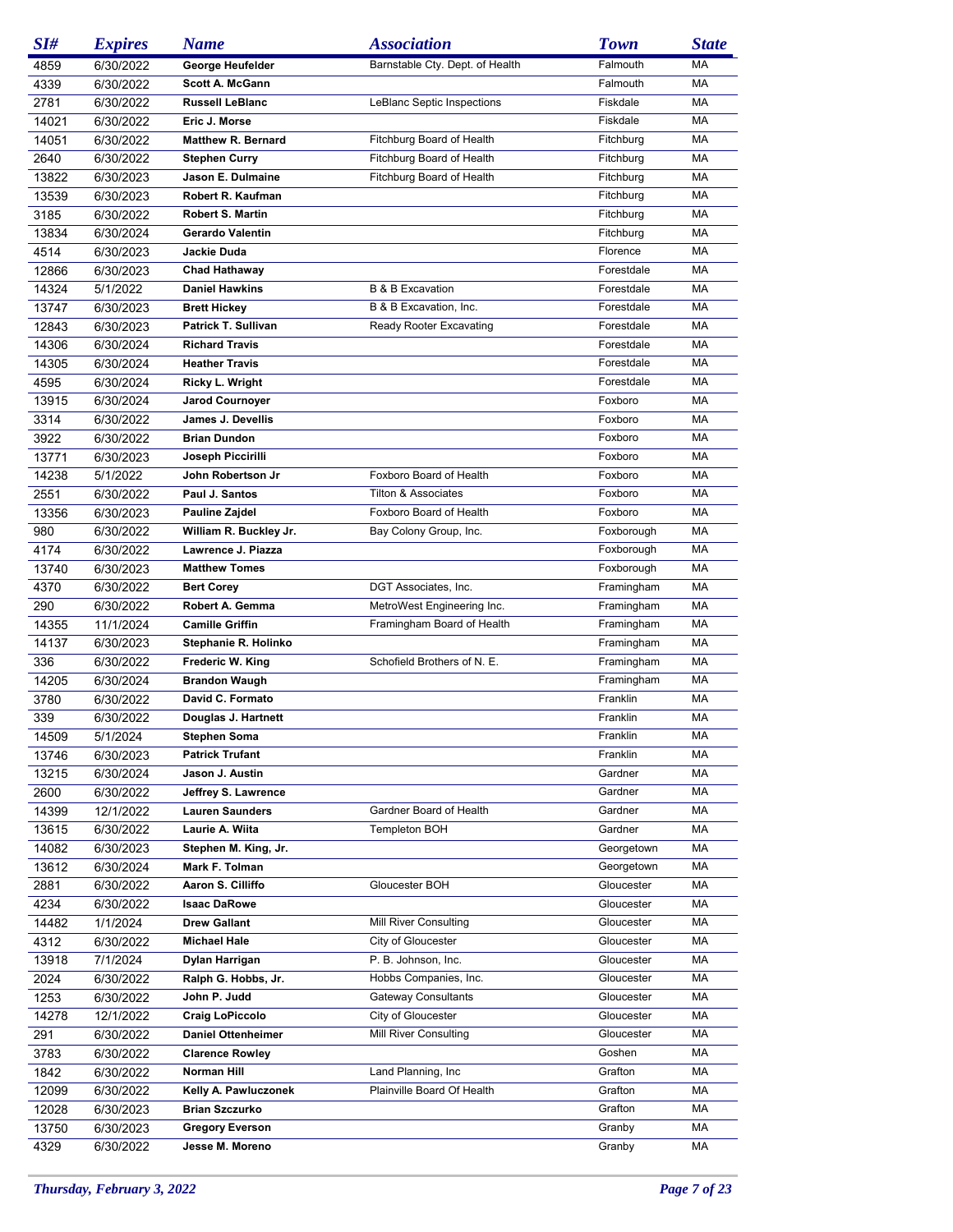| SI# | Expires | Name | Association | Town | State |
| --- | --- | --- | --- | --- | --- |
| 4859 | 6/30/2022 | **George Heufelder** | Barnstable Cty. Dept. of Health | Falmouth | MA |
| 4339 | 6/30/2022 | **Scott A. McGann** | | Falmouth | MA |
| 2781 | 6/30/2022 | **Russell LeBlanc** | LeBlanc Septic Inspections | Fiskdale | MA |
| 14021 | 6/30/2022 | **Eric J. Morse** | | Fiskdale | MA |
| 14051 | 6/30/2022 | **Matthew R. Bernard** | Fitchburg Board of Health | Fitchburg | MA |
| 2640 | 6/30/2022 | **Stephen Curry** | Fitchburg Board of Health | Fitchburg | MA |
| 13822 | 6/30/2023 | **Jason E. Dulmaine** | Fitchburg Board of Health | Fitchburg | MA |
| 13539 | 6/30/2023 | **Robert R. Kaufman** | | Fitchburg | MA |
| 3185 | 6/30/2022 | **Robert S. Martin** | | Fitchburg | MA |
| 13834 | 6/30/2024 | **Gerardo Valentin** | | Fitchburg | MA |
| 4514 | 6/30/2023 | **Jackie Duda** | | Florence | MA |
| 12866 | 6/30/2023 | **Chad Hathaway** | | Forestdale | MA |
| 14324 | 5/1/2022 | **Daniel Hawkins** | B & B Excavation | Forestdale | MA |
| 13747 | 6/30/2023 | **Brett Hickey** | B & B Excavation, Inc. | Forestdale | MA |
| 12843 | 6/30/2023 | **Patrick T. Sullivan** | Ready Rooter Excavating | Forestdale | MA |
| 14306 | 6/30/2024 | **Richard Travis** | | Forestdale | MA |
| 14305 | 6/30/2024 | **Heather Travis** | | Forestdale | MA |
| 4595 | 6/30/2024 | **Ricky L. Wright** | | Forestdale | MA |
| 13915 | 6/30/2024 | **Jarod Cournoyer** | | Foxboro | MA |
| 3314 | 6/30/2022 | **James J. Devellis** | | Foxboro | MA |
| 3922 | 6/30/2022 | **Brian Dundon** | | Foxboro | MA |
| 13771 | 6/30/2023 | **Joseph Piccirilli** | | Foxboro | MA |
| 14238 | 5/1/2022 | **John Robertson Jr** | Foxboro Board of Health | Foxboro | MA |
| 2551 | 6/30/2022 | **Paul J. Santos** | Tilton & Associates | Foxboro | MA |
| 13356 | 6/30/2023 | **Pauline Zajdel** | Foxboro Board of Health | Foxboro | MA |
| 980 | 6/30/2022 | **William R. Buckley Jr.** | Bay Colony Group, Inc. | Foxborough | MA |
| 4174 | 6/30/2022 | **Lawrence J. Piazza** | | Foxborough | MA |
| 13740 | 6/30/2023 | **Matthew Tomes** | | Foxborough | MA |
| 4370 | 6/30/2022 | **Bert Corey** | DGT Associates, Inc. | Framingham | MA |
| 290 | 6/30/2022 | **Robert A. Gemma** | MetroWest Engineering Inc. | Framingham | MA |
| 14355 | 11/1/2024 | **Camille Griffin** | Framingham Board of Health | Framingham | MA |
| 14137 | 6/30/2023 | **Stephanie R. Holinko** | | Framingham | MA |
| 336 | 6/30/2022 | **Frederic W. King** | Schofield Brothers of N. E. | Framingham | MA |
| 14205 | 6/30/2024 | **Brandon Waugh** | | Framingham | MA |
| 3780 | 6/30/2022 | **David C. Formato** | | Franklin | MA |
| 339 | 6/30/2022 | **Douglas J. Hartnett** | | Franklin | MA |
| 14509 | 5/1/2024 | **Stephen Soma** | | Franklin | MA |
| 13746 | 6/30/2023 | **Patrick Trufant** | | Franklin | MA |
| 13215 | 6/30/2024 | **Jason J. Austin** | | Gardner | MA |
| 2600 | 6/30/2022 | **Jeffrey S. Lawrence** | | Gardner | MA |
| 14399 | 12/1/2022 | **Lauren Saunders** | Gardner Board of Health | Gardner | MA |
| 13615 | 6/30/2022 | **Laurie A. Wiita** | Templeton BOH | Gardner | MA |
| 14082 | 6/30/2023 | **Stephen M. King, Jr.** | | Georgetown | MA |
| 13612 | 6/30/2024 | **Mark F. Tolman** | | Georgetown | MA |
| 2881 | 6/30/2022 | **Aaron S. Cilliffo** | Gloucester BOH | Gloucester | MA |
| 4234 | 6/30/2022 | **Isaac DaRowe** | | Gloucester | MA |
| 14482 | 1/1/2024 | **Drew Gallant** | Mill River Consulting | Gloucester | MA |
| 4312 | 6/30/2022 | **Michael Hale** | City of Gloucester | Gloucester | MA |
| 13918 | 7/1/2024 | **Dylan Harrigan** | P. B. Johnson, Inc. | Gloucester | MA |
| 2024 | 6/30/2022 | **Ralph G. Hobbs, Jr.** | Hobbs Companies, Inc. | Gloucester | MA |
| 1253 | 6/30/2022 | **John P. Judd** | Gateway Consultants | Gloucester | MA |
| 14278 | 12/1/2022 | **Craig LoPiccolo** | City of Gloucester | Gloucester | MA |
| 291 | 6/30/2022 | **Daniel Ottenheimer** | Mill River Consulting | Gloucester | MA |
| 3783 | 6/30/2022 | **Clarence Rowley** | | Goshen | MA |
| 1842 | 6/30/2022 | **Norman Hill** | Land Planning, Inc | Grafton | MA |
| 12099 | 6/30/2022 | **Kelly A. Pawluczonek** | Plainville Board Of Health | Grafton | MA |
| 12028 | 6/30/2023 | **Brian Szczurko** | | Grafton | MA |
| 13750 | 6/30/2023 | **Gregory Everson** | | Granby | MA |
| 4329 | 6/30/2022 | **Jesse M. Moreno** | | Granby | MA |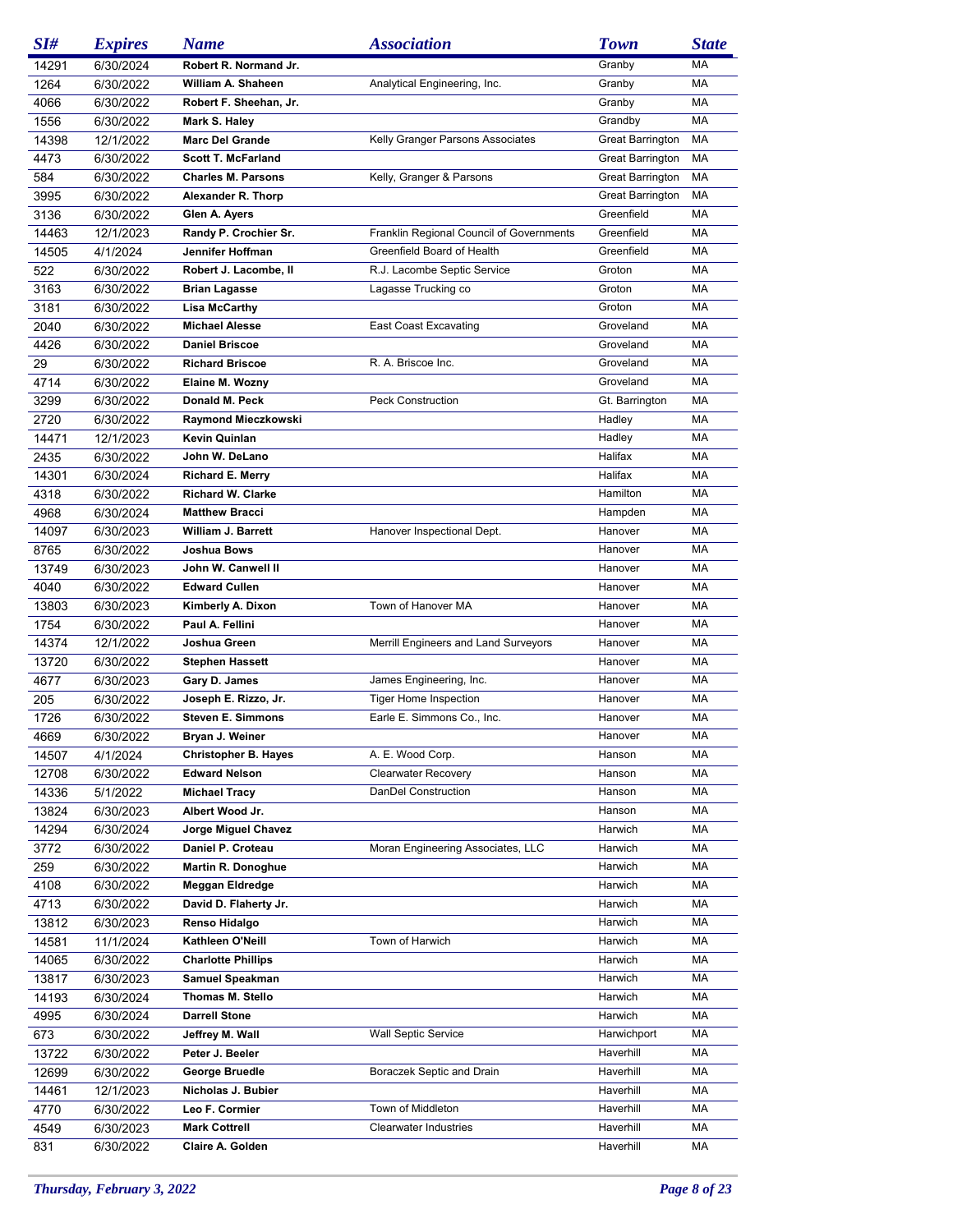| SI# | Expires | Name | Association | Town | State |
|---|---|---|---|---|---|
| 14291 | 6/30/2024 | Robert R. Normand Jr. | | Granby | MA |
| 1264 | 6/30/2022 | William A. Shaheen | Analytical Engineering, Inc. | Granby | MA |
| 4066 | 6/30/2022 | Robert F. Sheehan, Jr. | | Granby | MA |
| 1556 | 6/30/2022 | Mark S. Haley | | Grandby | MA |
| 14398 | 12/1/2022 | Marc Del Grande | Kelly Granger Parsons Associates | Great Barrington | MA |
| 4473 | 6/30/2022 | Scott T. McFarland | | Great Barrington | MA |
| 584 | 6/30/2022 | Charles M. Parsons | Kelly, Granger & Parsons | Great Barrington | MA |
| 3995 | 6/30/2022 | Alexander R. Thorp | | Great Barrington | MA |
| 3136 | 6/30/2022 | Glen A. Ayers | | Greenfield | MA |
| 14463 | 12/1/2023 | Randy P. Crochier Sr. | Franklin Regional Council of Governments | Greenfield | MA |
| 14505 | 4/1/2024 | Jennifer Hoffman | Greenfield Board of Health | Greenfield | MA |
| 522 | 6/30/2022 | Robert J. Lacombe, II | R.J. Lacombe Septic Service | Groton | MA |
| 3163 | 6/30/2022 | Brian Lagasse | Lagasse Trucking co | Groton | MA |
| 3181 | 6/30/2022 | Lisa McCarthy | | Groton | MA |
| 2040 | 6/30/2022 | Michael Alesse | East Coast Excavating | Groveland | MA |
| 4426 | 6/30/2022 | Daniel Briscoe | | Groveland | MA |
| 29 | 6/30/2022 | Richard Briscoe | R. A. Briscoe Inc. | Groveland | MA |
| 4714 | 6/30/2022 | Elaine M. Wozny | | Groveland | MA |
| 3299 | 6/30/2022 | Donald M. Peck | Peck Construction | Gt. Barrington | MA |
| 2720 | 6/30/2022 | Raymond Mieczkowski | | Hadley | MA |
| 14471 | 12/1/2023 | Kevin Quinlan | | Hadley | MA |
| 2435 | 6/30/2022 | John W. DeLano | | Halifax | MA |
| 14301 | 6/30/2024 | Richard E. Merry | | Halifax | MA |
| 4318 | 6/30/2022 | Richard W. Clarke | | Hamilton | MA |
| 4968 | 6/30/2024 | Matthew Bracci | | Hampden | MA |
| 14097 | 6/30/2023 | William J. Barrett | Hanover Inspectional Dept. | Hanover | MA |
| 8765 | 6/30/2022 | Joshua Bows | | Hanover | MA |
| 13749 | 6/30/2023 | John W. Canwell II | | Hanover | MA |
| 4040 | 6/30/2022 | Edward Cullen | | Hanover | MA |
| 13803 | 6/30/2023 | Kimberly A. Dixon | Town of Hanover MA | Hanover | MA |
| 1754 | 6/30/2022 | Paul A. Fellini | | Hanover | MA |
| 14374 | 12/1/2022 | Joshua Green | Merrill Engineers and Land Surveyors | Hanover | MA |
| 13720 | 6/30/2022 | Stephen Hassett | | Hanover | MA |
| 4677 | 6/30/2023 | Gary D. James | James Engineering, Inc. | Hanover | MA |
| 205 | 6/30/2022 | Joseph E. Rizzo, Jr. | Tiger Home Inspection | Hanover | MA |
| 1726 | 6/30/2022 | Steven E. Simmons | Earle E. Simmons Co., Inc. | Hanover | MA |
| 4669 | 6/30/2022 | Bryan J. Weiner | | Hanover | MA |
| 14507 | 4/1/2024 | Christopher B. Hayes | A. E. Wood Corp. | Hanson | MA |
| 12708 | 6/30/2022 | Edward Nelson | Clearwater Recovery | Hanson | MA |
| 14336 | 5/1/2022 | Michael Tracy | DanDel Construction | Hanson | MA |
| 13824 | 6/30/2023 | Albert Wood Jr. | | Hanson | MA |
| 14294 | 6/30/2024 | Jorge Miguel Chavez | | Harwich | MA |
| 3772 | 6/30/2022 | Daniel P. Croteau | Moran Engineering Associates, LLC | Harwich | MA |
| 259 | 6/30/2022 | Martin R. Donoghue | | Harwich | MA |
| 4108 | 6/30/2022 | Meggan Eldredge | | Harwich | MA |
| 4713 | 6/30/2022 | David D. Flaherty Jr. | | Harwich | MA |
| 13812 | 6/30/2023 | Renso Hidalgo | | Harwich | MA |
| 14581 | 11/1/2024 | Kathleen O'Neill | Town of Harwich | Harwich | MA |
| 14065 | 6/30/2022 | Charlotte Phillips | | Harwich | MA |
| 13817 | 6/30/2023 | Samuel Speakman | | Harwich | MA |
| 14193 | 6/30/2024 | Thomas M. Stello | | Harwich | MA |
| 4995 | 6/30/2024 | Darrell Stone | | Harwich | MA |
| 673 | 6/30/2022 | Jeffrey M. Wall | Wall Septic Service | Harwichport | MA |
| 13722 | 6/30/2022 | Peter J. Beeler | | Haverhill | MA |
| 12699 | 6/30/2022 | George Bruedle | Boraczek Septic and Drain | Haverhill | MA |
| 14461 | 12/1/2023 | Nicholas J. Bubier | | Haverhill | MA |
| 4770 | 6/30/2022 | Leo F. Cormier | Town of Middleton | Haverhill | MA |
| 4549 | 6/30/2023 | Mark Cottrell | Clearwater Industries | Haverhill | MA |
| 831 | 6/30/2022 | Claire A. Golden | | Haverhill | MA |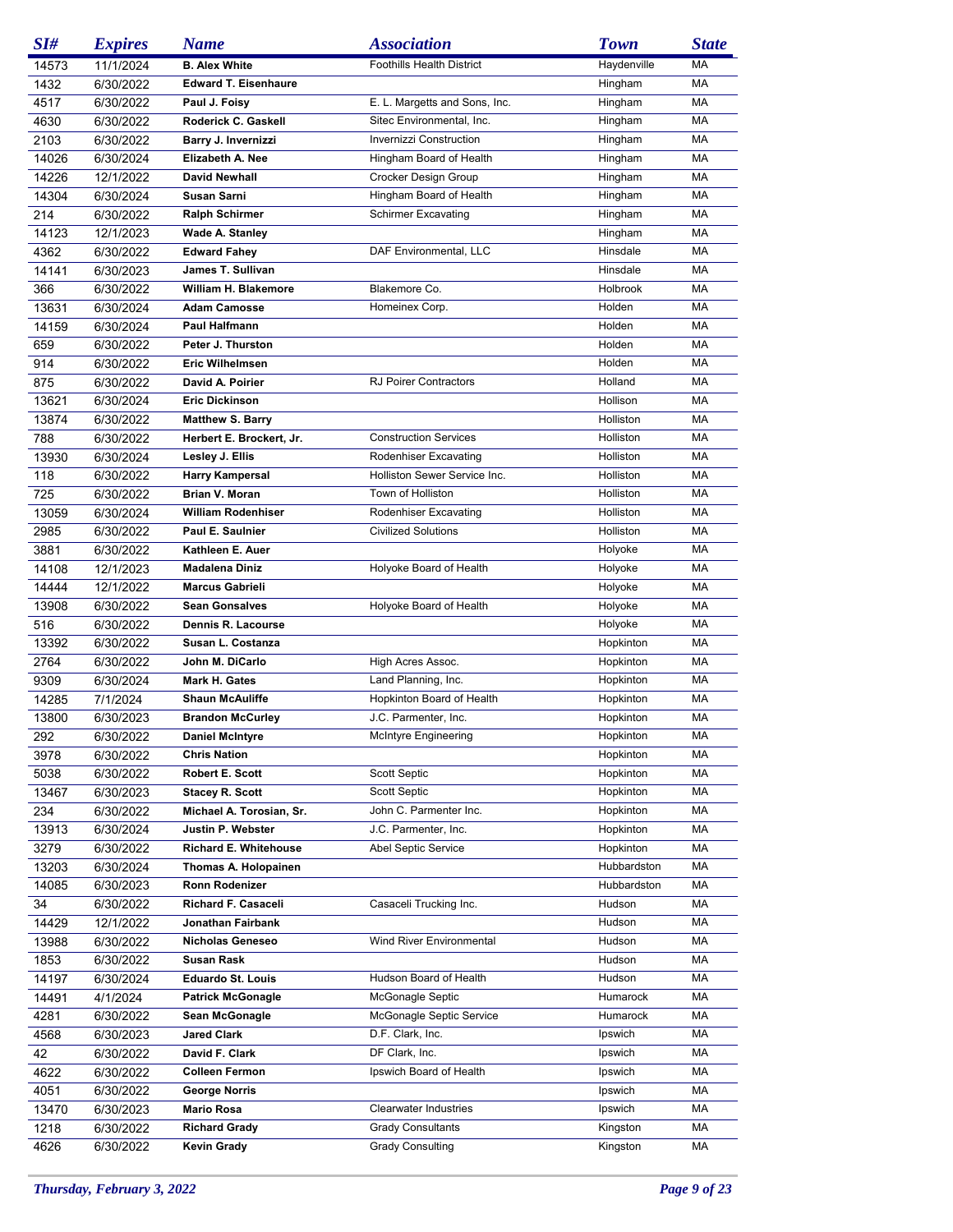| SI# | Expires | Name | Association | Town | State |
|---|---|---|---|---|---|
| 14573 | 11/1/2024 | **B. Alex White** | Foothills Health District | Haydenville | MA |
| 1432 | 6/30/2022 | **Edward T. Eisenhaure** | | Hingham | MA |
| 4517 | 6/30/2022 | **Paul J. Foisy** | E. L. Margetts and Sons, Inc. | Hingham | MA |
| 4630 | 6/30/2022 | **Roderick C. Gaskell** | Sitec Environmental, Inc. | Hingham | MA |
| 2103 | 6/30/2022 | **Barry J. Invernizzi** | Invernizzi Construction | Hingham | MA |
| 14026 | 6/30/2024 | **Elizabeth A. Nee** | Hingham Board of Health | Hingham | MA |
| 14226 | 12/1/2022 | **David Newhall** | Crocker Design Group | Hingham | MA |
| 14304 | 6/30/2024 | **Susan Sarni** | Hingham Board of Health | Hingham | MA |
| 214 | 6/30/2022 | **Ralph Schirmer** | Schirmer Excavating | Hingham | MA |
| 14123 | 12/1/2023 | **Wade A. Stanley** | | Hingham | MA |
| 4362 | 6/30/2022 | **Edward Fahey** | DAF Environmental, LLC | Hinsdale | MA |
| 14141 | 6/30/2023 | **James T. Sullivan** | | Hinsdale | MA |
| 366 | 6/30/2022 | **William H. Blakemore** | Blakemore Co. | Holbrook | MA |
| 13631 | 6/30/2024 | **Adam Camosse** | Homeinex Corp. | Holden | MA |
| 14159 | 6/30/2024 | **Paul Halfmann** | | Holden | MA |
| 659 | 6/30/2022 | **Peter J. Thurston** | | Holden | MA |
| 914 | 6/30/2022 | **Eric Wilhelmsen** | | Holden | MA |
| 875 | 6/30/2022 | **David A. Poirier** | RJ Poirer Contractors | Holland | MA |
| 13621 | 6/30/2024 | **Eric Dickinson** | | Hollison | MA |
| 13874 | 6/30/2022 | **Matthew S. Barry** | | Holliston | MA |
| 788 | 6/30/2022 | **Herbert E. Brockert, Jr.** | Construction Services | Holliston | MA |
| 13930 | 6/30/2024 | **Lesley J. Ellis** | Rodenhiser Excavating | Holliston | MA |
| 118 | 6/30/2022 | **Harry Kampersal** | Holliston Sewer Service Inc. | Holliston | MA |
| 725 | 6/30/2022 | **Brian V. Moran** | Town of Holliston | Holliston | MA |
| 13059 | 6/30/2024 | **William Rodenhiser** | Rodenhiser Excavating | Holliston | MA |
| 2985 | 6/30/2022 | **Paul E. Saulnier** | Civilized Solutions | Holliston | MA |
| 3881 | 6/30/2022 | **Kathleen E. Auer** | | Holyoke | MA |
| 14108 | 12/1/2023 | **Madalena Diniz** | Holyoke Board of Health | Holyoke | MA |
| 14444 | 12/1/2022 | **Marcus Gabrieli** | | Holyoke | MA |
| 13908 | 6/30/2022 | **Sean Gonsalves** | Holyoke Board of Health | Holyoke | MA |
| 516 | 6/30/2022 | **Dennis R. Lacourse** | | Holyoke | MA |
| 13392 | 6/30/2022 | **Susan L. Costanza** | | Hopkinton | MA |
| 2764 | 6/30/2022 | **John M. DiCarlo** | High Acres Assoc. | Hopkinton | MA |
| 9309 | 6/30/2024 | **Mark H. Gates** | Land Planning, Inc. | Hopkinton | MA |
| 14285 | 7/1/2024 | **Shaun McAuliffe** | Hopkinton Board of Health | Hopkinton | MA |
| 13800 | 6/30/2023 | **Brandon McCurley** | J.C. Parmenter, Inc. | Hopkinton | MA |
| 292 | 6/30/2022 | **Daniel McIntyre** | McIntyre Engineering | Hopkinton | MA |
| 3978 | 6/30/2022 | **Chris Nation** | | Hopkinton | MA |
| 5038 | 6/30/2022 | **Robert E. Scott** | Scott Septic | Hopkinton | MA |
| 13467 | 6/30/2023 | **Stacey R. Scott** | Scott Septic | Hopkinton | MA |
| 234 | 6/30/2022 | **Michael A. Torosian, Sr.** | John C. Parmenter Inc. | Hopkinton | MA |
| 13913 | 6/30/2024 | **Justin P. Webster** | J.C. Parmenter, Inc. | Hopkinton | MA |
| 3279 | 6/30/2022 | **Richard E. Whitehouse** | Abel Septic Service | Hopkinton | MA |
| 13203 | 6/30/2024 | **Thomas A. Holopainen** | | Hubbardston | MA |
| 14085 | 6/30/2023 | **Ronn Rodenizer** | | Hubbardston | MA |
| 34 | 6/30/2022 | **Richard F. Casaceli** | Casaceli Trucking Inc. | Hudson | MA |
| 14429 | 12/1/2022 | **Jonathan Fairbank** | | Hudson | MA |
| 13988 | 6/30/2022 | **Nicholas Geneseo** | Wind River Environmental | Hudson | MA |
| 1853 | 6/30/2022 | **Susan Rask** | | Hudson | MA |
| 14197 | 6/30/2024 | **Eduardo St. Louis** | Hudson Board of Health | Hudson | MA |
| 14491 | 4/1/2024 | **Patrick McGonagle** | McGonagle Septic | Humarock | MA |
| 4281 | 6/30/2022 | **Sean McGonagle** | McGonagle Septic Service | Humarock | MA |
| 4568 | 6/30/2023 | **Jared Clark** | D.F. Clark, Inc. | Ipswich | MA |
| 42 | 6/30/2022 | **David F. Clark** | DF Clark, Inc. | Ipswich | MA |
| 4622 | 6/30/2022 | **Colleen Fermon** | Ipswich Board of Health | Ipswich | MA |
| 4051 | 6/30/2022 | **George Norris** | | Ipswich | MA |
| 13470 | 6/30/2023 | **Mario Rosa** | Clearwater Industries | Ipswich | MA |
| 1218 | 6/30/2022 | **Richard Grady** | Grady Consultants | Kingston | MA |
| 4626 | 6/30/2022 | **Kevin Grady** | Grady Consulting | Kingston | MA |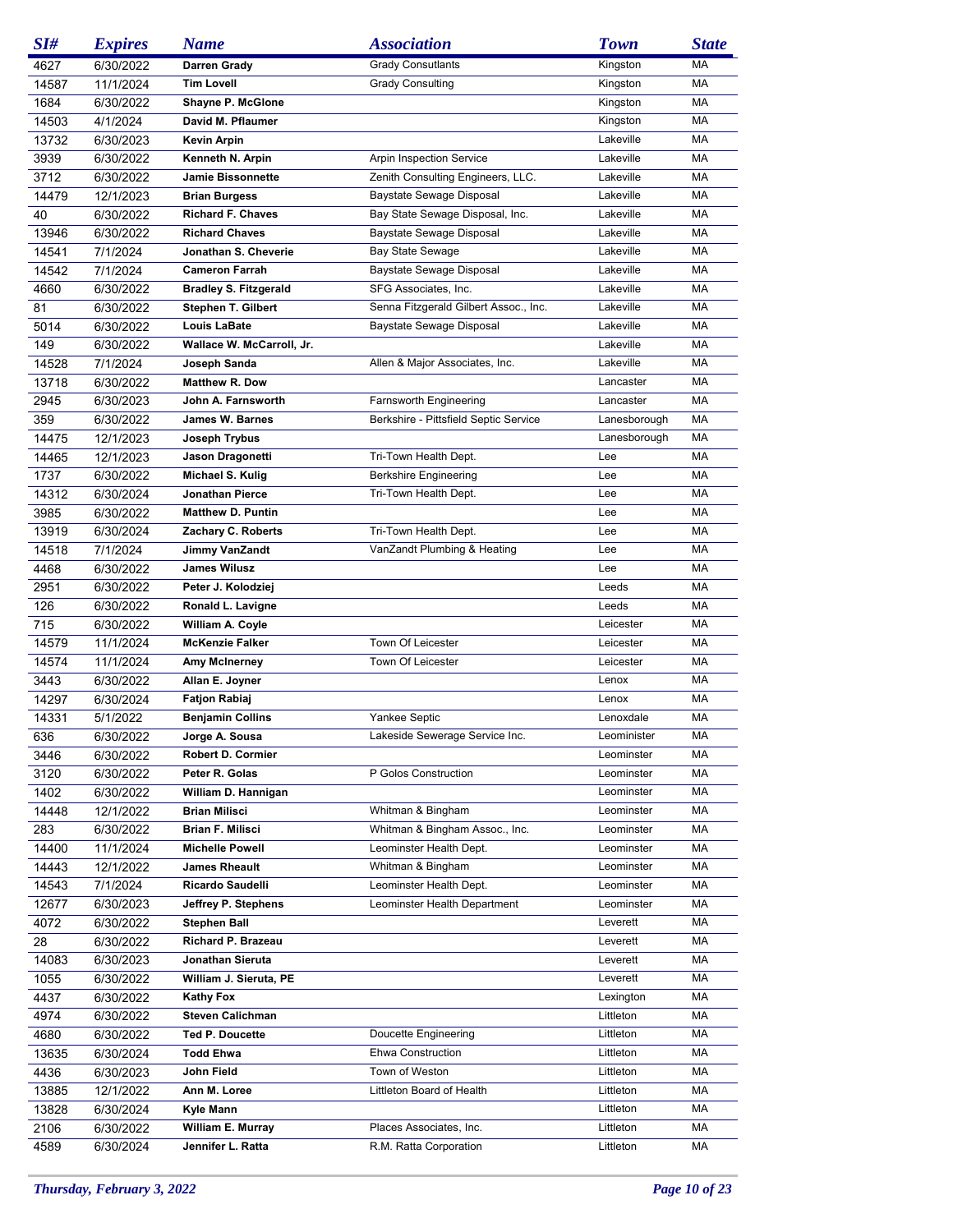| SI# | Expires | Name | Association | Town | State |
|---|---|---|---|---|---|
| 4627 | 6/30/2022 | **Darren Grady** | Grady Consutlants | Kingston | MA |
| 14587 | 11/1/2024 | **Tim Lovell** | Grady Consulting | Kingston | MA |
| 1684 | 6/30/2022 | **Shayne P. McGlone** | | Kingston | MA |
| 14503 | 4/1/2024 | **David M. Pflaumer** | | Kingston | MA |
| 13732 | 6/30/2023 | **Kevin Arpin** | | Lakeville | MA |
| 3939 | 6/30/2022 | **Kenneth N. Arpin** | Arpin Inspection Service | Lakeville | MA |
| 3712 | 6/30/2022 | **Jamie Bissonnette** | Zenith Consulting Engineers, LLC. | Lakeville | MA |
| 14479 | 12/1/2023 | **Brian Burgess** | Baystate Sewage Disposal | Lakeville | MA |
| 40 | 6/30/2022 | **Richard F. Chaves** | Bay State Sewage Disposal, Inc. | Lakeville | MA |
| 13946 | 6/30/2022 | **Richard Chaves** | Baystate Sewage Disposal | Lakeville | MA |
| 14541 | 7/1/2024 | **Jonathan S. Cheverie** | Bay State Sewage | Lakeville | MA |
| 14542 | 7/1/2024 | **Cameron Farrah** | Baystate Sewage Disposal | Lakeville | MA |
| 4660 | 6/30/2022 | **Bradley S. Fitzgerald** | SFG Associates, Inc. | Lakeville | MA |
| 81 | 6/30/2022 | **Stephen T. Gilbert** | Senna Fitzgerald Gilbert Assoc., Inc. | Lakeville | MA |
| 5014 | 6/30/2022 | **Louis LaBate** | Baystate Sewage Disposal | Lakeville | MA |
| 149 | 6/30/2022 | **Wallace W. McCarroll, Jr.** | | Lakeville | MA |
| 14528 | 7/1/2024 | **Joseph Sanda** | Allen & Major Associates, Inc. | Lakeville | MA |
| 13718 | 6/30/2022 | **Matthew R. Dow** | | Lancaster | MA |
| 2945 | 6/30/2023 | **John A. Farnsworth** | Farnsworth Engineering | Lancaster | MA |
| 359 | 6/30/2022 | **James W. Barnes** | Berkshire - Pittsfield Septic Service | Lanesborough | MA |
| 14475 | 12/1/2023 | **Joseph Trybus** | | Lanesborough | MA |
| 14465 | 12/1/2023 | **Jason Dragonetti** | Tri-Town Health Dept. | Lee | MA |
| 1737 | 6/30/2022 | **Michael S. Kulig** | Berkshire Engineering | Lee | MA |
| 14312 | 6/30/2024 | **Jonathan Pierce** | Tri-Town Health Dept. | Lee | MA |
| 3985 | 6/30/2022 | **Matthew D. Puntin** | | Lee | MA |
| 13919 | 6/30/2024 | **Zachary C. Roberts** | Tri-Town Health Dept. | Lee | MA |
| 14518 | 7/1/2024 | **Jimmy VanZandt** | VanZandt Plumbing & Heating | Lee | MA |
| 4468 | 6/30/2022 | **James Wilusz** | | Lee | MA |
| 2951 | 6/30/2022 | **Peter J. Kolodziej** | | Leeds | MA |
| 126 | 6/30/2022 | **Ronald L. Lavigne** | | Leeds | MA |
| 715 | 6/30/2022 | **William A. Coyle** | | Leicester | MA |
| 14579 | 11/1/2024 | **McKenzie Falker** | Town Of Leicester | Leicester | MA |
| 14574 | 11/1/2024 | **Amy McInerney** | Town Of Leicester | Leicester | MA |
| 3443 | 6/30/2022 | **Allan E. Joyner** | | Lenox | MA |
| 14297 | 6/30/2024 | **Fatjon Rabiaj** | | Lenox | MA |
| 14331 | 5/1/2022 | **Benjamin Collins** | Yankee Septic | Lenoxdale | MA |
| 636 | 6/30/2022 | **Jorge A. Sousa** | Lakeside Sewerage Service Inc. | Leominster | MA |
| 3446 | 6/30/2022 | **Robert D. Cormier** | | Leominster | MA |
| 3120 | 6/30/2022 | **Peter R. Golas** | P Golos Construction | Leominster | MA |
| 1402 | 6/30/2022 | **William D. Hannigan** | | Leominster | MA |
| 14448 | 12/1/2022 | **Brian Milisci** | Whitman & Bingham | Leominster | MA |
| 283 | 6/30/2022 | **Brian F. Milisci** | Whitman & Bingham Assoc., Inc. | Leominster | MA |
| 14400 | 11/1/2024 | **Michelle Powell** | Leominster Health Dept. | Leominster | MA |
| 14443 | 12/1/2022 | **James Rheault** | Whitman & Bingham | Leominster | MA |
| 14543 | 7/1/2024 | **Ricardo Saudelli** | Leominster Health Dept. | Leominster | MA |
| 12677 | 6/30/2023 | **Jeffrey P. Stephens** | Leominster Health Department | Leominster | MA |
| 4072 | 6/30/2022 | **Stephen Ball** | | Leverett | MA |
| 28 | 6/30/2022 | **Richard P. Brazeau** | | Leverett | MA |
| 14083 | 6/30/2023 | **Jonathan Sieruta** | | Leverett | MA |
| 1055 | 6/30/2022 | **William J. Sieruta, PE** | | Leverett | MA |
| 4437 | 6/30/2022 | **Kathy Fox** | | Lexington | MA |
| 4974 | 6/30/2022 | **Steven Calichman** | | Littleton | MA |
| 4680 | 6/30/2022 | **Ted P. Doucette** | Doucette Engineering | Littleton | MA |
| 13635 | 6/30/2024 | **Todd Ehwa** | Ehwa Construction | Littleton | MA |
| 4436 | 6/30/2023 | **John Field** | Town of Weston | Littleton | MA |
| 13885 | 12/1/2022 | **Ann M. Loree** | Littleton Board of Health | Littleton | MA |
| 13828 | 6/30/2024 | **Kyle Mann** | | Littleton | MA |
| 2106 | 6/30/2022 | **William E. Murray** | Places Associates, Inc. | Littleton | MA |
| 4589 | 6/30/2024 | **Jennifer L. Ratta** | R.M. Ratta Corporation | Littleton | MA |

*Thursday, February 3, 2022*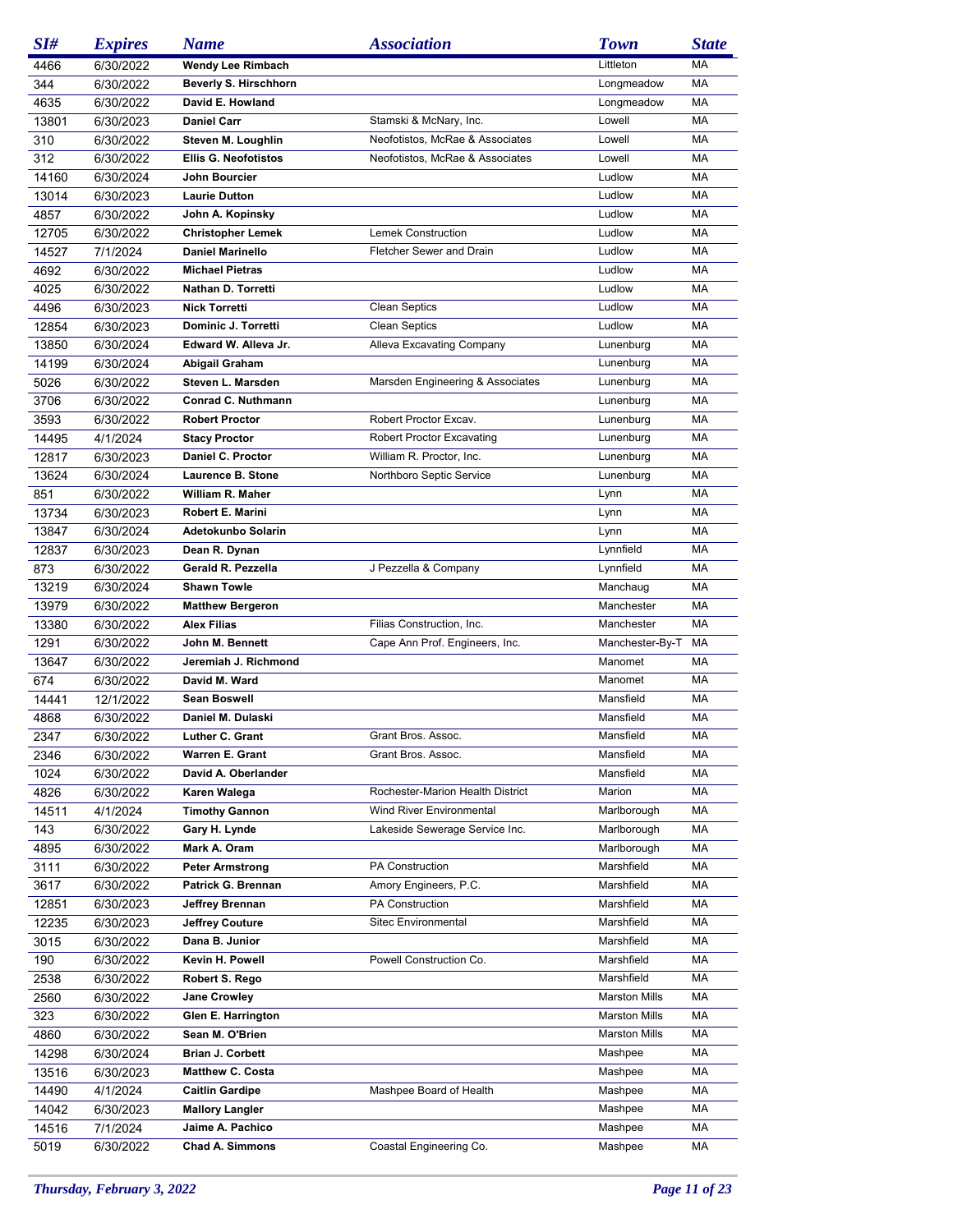| SI# | Expires | Name | Association | Town | State |
|---|---|---|---|---|---|
| 4466 | 6/30/2022 | **Wendy Lee Rimbach** | | Littleton | MA |
| 344 | 6/30/2022 | **Beverly S. Hirschhorn** | | Longmeadow | MA |
| 4635 | 6/30/2022 | **David E. Howland** | | Longmeadow | MA |
| 13801 | 6/30/2023 | **Daniel Carr** | Stamski & McNary, Inc. | Lowell | MA |
| 310 | 6/30/2022 | **Steven M. Loughlin** | Neofotistos, McRae & Associates | Lowell | MA |
| 312 | 6/30/2022 | **Ellis G. Neofotistos** | Neofotistos, McRae & Associates | Lowell | MA |
| 14160 | 6/30/2024 | **John Bourcier** | | Ludlow | MA |
| 13014 | 6/30/2023 | **Laurie Dutton** | | Ludlow | MA |
| 4857 | 6/30/2022 | **John A. Kopinsky** | | Ludlow | MA |
| 12705 | 6/30/2022 | **Christopher Lemek** | Lemek Construction | Ludlow | MA |
| 14527 | 7/1/2024 | **Daniel Marinello** | Fletcher Sewer and Drain | Ludlow | MA |
| 4692 | 6/30/2022 | **Michael Pietras** | | Ludlow | MA |
| 4025 | 6/30/2022 | **Nathan D. Torretti** | | Ludlow | MA |
| 4496 | 6/30/2023 | **Nick Torretti** | Clean Septics | Ludlow | MA |
| 12854 | 6/30/2023 | **Dominic J. Torretti** | Clean Septics | Ludlow | MA |
| 13850 | 6/30/2024 | **Edward W. Alleva Jr.** | Alleva Excavating Company | Lunenburg | MA |
| 14199 | 6/30/2024 | **Abigail Graham** | | Lunenburg | MA |
| 5026 | 6/30/2022 | **Steven L. Marsden** | Marsden Engineering & Associates | Lunenburg | MA |
| 3706 | 6/30/2022 | **Conrad C. Nuthmann** | | Lunenburg | MA |
| 3593 | 6/30/2022 | **Robert Proctor** | Robert Proctor Excav. | Lunenburg | MA |
| 14495 | 4/1/2024 | **Stacy Proctor** | Robert Proctor Excavating | Lunenburg | MA |
| 12817 | 6/30/2023 | **Daniel C. Proctor** | William R. Proctor, Inc. | Lunenburg | MA |
| 13624 | 6/30/2024 | **Laurence B. Stone** | Northboro Septic Service | Lunenburg | MA |
| 851 | 6/30/2022 | **William R. Maher** | | Lynn | MA |
| 13734 | 6/30/2023 | **Robert E. Marini** | | Lynn | MA |
| 13847 | 6/30/2024 | **Adetokunbo Solarin** | | Lynn | MA |
| 12837 | 6/30/2023 | **Dean R. Dynan** | | Lynnfield | MA |
| 873 | 6/30/2022 | **Gerald R. Pezzella** | J Pezzella & Company | Lynnfield | MA |
| 13219 | 6/30/2024 | **Shawn Towle** | | Manchaug | MA |
| 13979 | 6/30/2022 | **Matthew Bergeron** | | Manchester | MA |
| 13380 | 6/30/2022 | **Alex Filias** | Filias Construction, Inc. | Manchester | MA |
| 1291 | 6/30/2022 | **John M. Bennett** | Cape Ann Prof. Engineers, Inc. | Manchester-By-T | MA |
| 13647 | 6/30/2022 | **Jeremiah J. Richmond** | | Manomet | MA |
| 674 | 6/30/2022 | **David M. Ward** | | Manomet | MA |
| 14441 | 12/1/2022 | **Sean Boswell** | | Mansfield | MA |
| 4868 | 6/30/2022 | **Daniel M. Dulaski** | | Mansfield | MA |
| 2347 | 6/30/2022 | **Luther C. Grant** | Grant Bros. Assoc. | Mansfield | MA |
| 2346 | 6/30/2022 | **Warren E. Grant** | Grant Bros. Assoc. | Mansfield | MA |
| 1024 | 6/30/2022 | **David A. Oberlander** | | Mansfield | MA |
| 4826 | 6/30/2022 | **Karen Walega** | Rochester-Marion Health District | Marion | MA |
| 14511 | 4/1/2024 | **Timothy Gannon** | Wind River Environmental | Marlborough | MA |
| 143 | 6/30/2022 | **Gary H. Lynde** | Lakeside Sewerage Service Inc. | Marlborough | MA |
| 4895 | 6/30/2022 | **Mark A. Oram** | | Marlborough | MA |
| 3111 | 6/30/2022 | **Peter Armstrong** | PA Construction | Marshfield | MA |
| 3617 | 6/30/2022 | **Patrick G. Brennan** | Amory Engineers, P.C. | Marshfield | MA |
| 12851 | 6/30/2023 | **Jeffrey Brennan** | PA Construction | Marshfield | MA |
| 12235 | 6/30/2023 | **Jeffrey Couture** | Sitec Environmental | Marshfield | MA |
| 3015 | 6/30/2022 | **Dana B. Junior** | | Marshfield | MA |
| 190 | 6/30/2022 | **Kevin H. Powell** | Powell Construction Co. | Marshfield | MA |
| 2538 | 6/30/2022 | **Robert S. Rego** | | Marshfield | MA |
| 2560 | 6/30/2022 | **Jane Crowley** | | Marston Mills | MA |
| 323 | 6/30/2022 | **Glen E. Harrington** | | Marston Mills | MA |
| 4860 | 6/30/2022 | **Sean M. O'Brien** | | Marston Mills | MA |
| 14298 | 6/30/2024 | **Brian J. Corbett** | | Mashpee | MA |
| 13516 | 6/30/2023 | **Matthew C. Costa** | | Mashpee | MA |
| 14490 | 4/1/2024 | **Caitlin Gardipe** | Mashpee Board of Health | Mashpee | MA |
| 14042 | 6/30/2023 | **Mallory Langler** | | Mashpee | MA |
| 14516 | 7/1/2024 | **Jaime A. Pachico** | | Mashpee | MA |
| 5019 | 6/30/2022 | **Chad A. Simmons** | Coastal Engineering Co. | Mashpee | MA |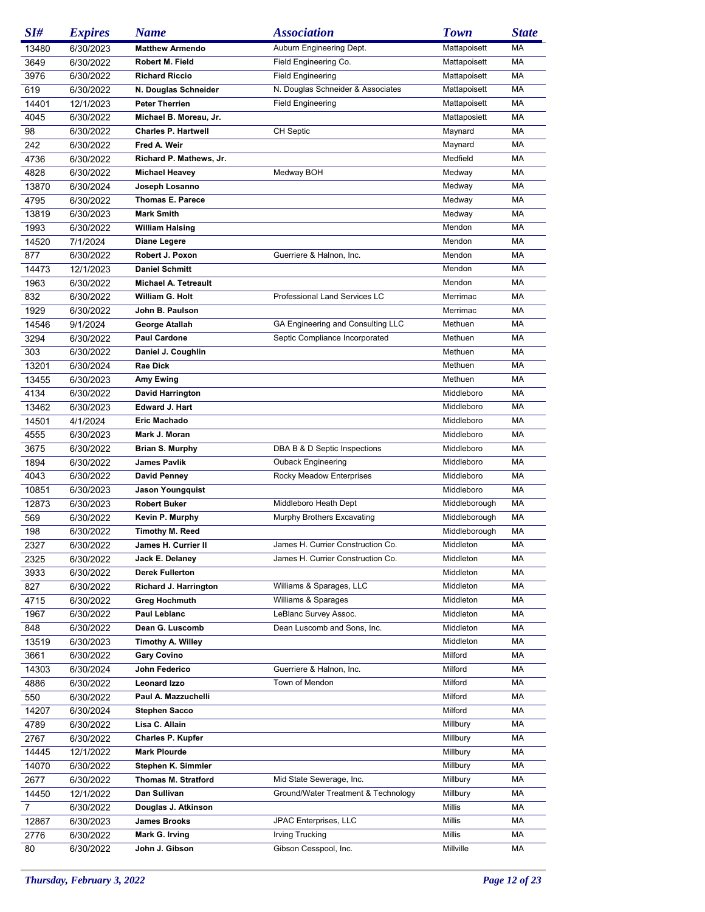| SI# | Expires | Name | Association | Town | State |
|---|---|---|---|---|---|
| 13480 | 6/30/2023 | **Matthew Armendo** | Auburn Engineering Dept. | Mattapoisett | MA |
| 3649 | 6/30/2022 | **Robert M. Field** | Field Engineering Co. | Mattapoisett | MA |
| 3976 | 6/30/2022 | **Richard Riccio** | Field Engineering | Mattapoisett | MA |
| 619 | 6/30/2022 | **N. Douglas Schneider** | N. Douglas Schneider & Associates | Mattapoisett | MA |
| 14401 | 12/1/2023 | **Peter Therrien** | Field Engineering | Mattapoisett | MA |
| 4045 | 6/30/2022 | **Michael B. Moreau, Jr.** | | Mattapoisett | MA |
| 98 | 6/30/2022 | **Charles P. Hartwell** | CH Septic | Maynard | MA |
| 242 | 6/30/2022 | **Fred A. Weir** | | Maynard | MA |
| 4736 | 6/30/2022 | **Richard P. Mathews, Jr.** | | Medfield | MA |
| 4828 | 6/30/2022 | **Michael Heavey** | Medway BOH | Medway | MA |
| 13870 | 6/30/2024 | **Joseph Losanno** | | Medway | MA |
| 4795 | 6/30/2022 | **Thomas E. Parece** | | Medway | MA |
| 13819 | 6/30/2023 | **Mark Smith** | | Medway | MA |
| 1993 | 6/30/2022 | **William Halsing** | | Mendon | MA |
| 14520 | 7/1/2024 | **Diane Legere** | | Mendon | MA |
| 877 | 6/30/2022 | **Robert J. Poxon** | Guerriere & Halnon, Inc. | Mendon | MA |
| 14473 | 12/1/2023 | **Daniel Schmitt** | | Mendon | MA |
| 1963 | 6/30/2022 | **Michael A. Tetreault** | | Mendon | MA |
| 832 | 6/30/2022 | **William G. Holt** | Professional Land Services LC | Merrimac | MA |
| 1929 | 6/30/2022 | **John B. Paulson** | | Merrimac | MA |
| 14546 | 9/1/2024 | **George Atallah** | GA Engineering and Consulting LLC | Methuen | MA |
| 3294 | 6/30/2022 | **Paul Cardone** | Septic Compliance Incorporated | Methuen | MA |
| 303 | 6/30/2022 | **Daniel J. Coughlin** | | Methuen | MA |
| 13201 | 6/30/2024 | **Rae Dick** | | Methuen | MA |
| 13455 | 6/30/2023 | **Amy Ewing** | | Methuen | MA |
| 4134 | 6/30/2022 | **David Harrington** | | Middleboro | MA |
| 13462 | 6/30/2023 | **Edward J. Hart** | | Middleboro | MA |
| 14501 | 4/1/2024 | **Eric Machado** | | Middleboro | MA |
| 4555 | 6/30/2023 | **Mark J. Moran** | | Middleboro | MA |
| 3675 | 6/30/2022 | **Brian S. Murphy** | DBA B & D Septic Inspections | Middleboro | MA |
| 1894 | 6/30/2022 | **James Pavlik** | Ouback Engineering | Middleboro | MA |
| 4043 | 6/30/2022 | **David Penney** | Rocky Meadow Enterprises | Middleboro | MA |
| 10851 | 6/30/2023 | **Jason Youngquist** | | Middleboro | MA |
| 12873 | 6/30/2023 | **Robert Buker** | Middleboro Heath Dept | Middleborough | MA |
| 569 | 6/30/2022 | **Kevin P. Murphy** | Murphy Brothers Excavating | Middleborough | MA |
| 198 | 6/30/2022 | **Timothy M. Reed** | | Middleborough | MA |
| 2327 | 6/30/2022 | **James H. Currier II** | James H. Currier Construction Co. | Middleton | MA |
| 2325 | 6/30/2022 | **Jack E. Delaney** | James H. Currier Construction Co. | Middleton | MA |
| 3933 | 6/30/2022 | **Derek Fullerton** | | Middleton | MA |
| 827 | 6/30/2022 | **Richard J. Harrington** | Williams & Sparages, LLC | Middleton | MA |
| 4715 | 6/30/2022 | **Greg Hochmuth** | Williams & Sparages | Middleton | MA |
| 1967 | 6/30/2022 | **Paul Leblanc** | LeBlanc Survey Assoc. | Middleton | MA |
| 848 | 6/30/2022 | **Dean G. Luscomb** | Dean Luscomb and Sons, Inc. | Middleton | MA |
| 13519 | 6/30/2023 | **Timothy A. Willey** | | Middleton | MA |
| 3661 | 6/30/2022 | **Gary Covino** | | Milford | MA |
| 14303 | 6/30/2024 | **John Federico** | Guerriere & Halnon, Inc. | Milford | MA |
| 4886 | 6/30/2022 | **Leonard Izzo** | Town of Mendon | Milford | MA |
| 550 | 6/30/2022 | **Paul A. Mazzuchelli** | | Milford | MA |
| 14207 | 6/30/2024 | **Stephen Sacco** | | Milford | MA |
| 4789 | 6/30/2022 | **Lisa C. Allain** | | Millbury | MA |
| 2767 | 6/30/2022 | **Charles P. Kupfer** | | Millbury | MA |
| 14445 | 12/1/2022 | **Mark Plourde** | | Millbury | MA |
| 14070 | 6/30/2022 | **Stephen K. Simmler** | | Millbury | MA |
| 2677 | 6/30/2022 | **Thomas M. Stratford** | Mid State Sewerage, Inc. | Millbury | MA |
| 14450 | 12/1/2022 | **Dan Sullivan** | Ground/Water Treatment & Technology | Millbury | MA |
| 7 | 6/30/2022 | **Douglas J. Atkinson** | | Millis | MA |
| 12867 | 6/30/2023 | **James Brooks** | JPAC Enterprises, LLC | Millis | MA |
| 2776 | 6/30/2022 | **Mark G. Irving** | Irving Trucking | Millis | MA |
| 80 | 6/30/2022 | **John J. Gibson** | Gibson Cesspool, Inc. | Millville | MA |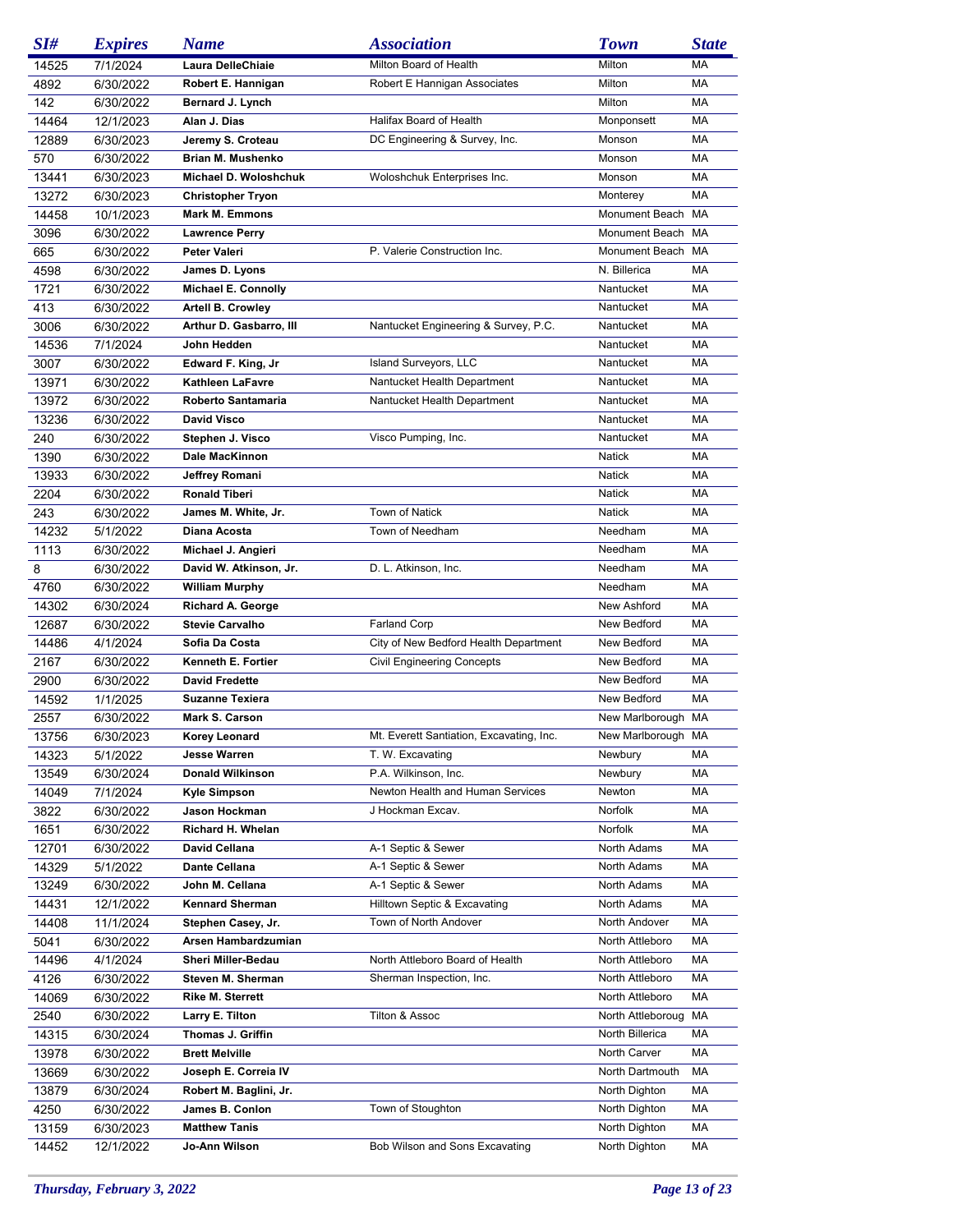| SI# | Expires | Name | Association | Town | State |
|---|---|---|---|---|---|
| 14525 | 7/1/2024 | Laura DelleChiaie | Milton Board of Health | Milton | MA |
| 4892 | 6/30/2022 | Robert E. Hannigan | Robert E Hannigan Associates | Milton | MA |
| 142 | 6/30/2022 | Bernard J. Lynch | | Milton | MA |
| 14464 | 12/1/2023 | Alan J. Dias | Halifax Board of Health | Monponsett | MA |
| 12889 | 6/30/2023 | Jeremy S. Croteau | DC Engineering & Survey, Inc. | Monson | MA |
| 570 | 6/30/2022 | Brian M. Mushenko | | Monson | MA |
| 13441 | 6/30/2023 | Michael D. Woloshchuk | Woloshchuk Enterprises Inc. | Monson | MA |
| 13272 | 6/30/2023 | Christopher Tryon | | Monterey | MA |
| 14458 | 10/1/2023 | Mark M. Emmons | | Monument Beach | MA |
| 3096 | 6/30/2022 | Lawrence Perry | | Monument Beach | MA |
| 665 | 6/30/2022 | Peter Valeri | P. Valerie Construction Inc. | Monument Beach | MA |
| 4598 | 6/30/2022 | James D. Lyons | | N. Billerica | MA |
| 1721 | 6/30/2022 | Michael E. Connolly | | Nantucket | MA |
| 413 | 6/30/2022 | Artell B. Crowley | | Nantucket | MA |
| 3006 | 6/30/2022 | Arthur D. Gasbarro, III | Nantucket Engineering & Survey, P.C. | Nantucket | MA |
| 14536 | 7/1/2024 | John Hedden | | Nantucket | MA |
| 3007 | 6/30/2022 | Edward F. King, Jr | Island Surveyors, LLC | Nantucket | MA |
| 13971 | 6/30/2022 | Kathleen LaFavre | Nantucket Health Department | Nantucket | MA |
| 13972 | 6/30/2022 | Roberto Santamaria | Nantucket Health Department | Nantucket | MA |
| 13236 | 6/30/2022 | David Visco | | Nantucket | MA |
| 240 | 6/30/2022 | Stephen J. Visco | Visco Pumping, Inc. | Nantucket | MA |
| 1390 | 6/30/2022 | Dale MacKinnon | | Natick | MA |
| 13933 | 6/30/2022 | Jeffrey Romani | | Natick | MA |
| 2204 | 6/30/2022 | Ronald Tiberi | | Natick | MA |
| 243 | 6/30/2022 | James M. White, Jr. | Town of Natick | Natick | MA |
| 14232 | 5/1/2022 | Diana Acosta | Town of Needham | Needham | MA |
| 1113 | 6/30/2022 | Michael J. Angieri | | Needham | MA |
| 8 | 6/30/2022 | David W. Atkinson, Jr. | D. L. Atkinson, Inc. | Needham | MA |
| 4760 | 6/30/2022 | William Murphy | | Needham | MA |
| 14302 | 6/30/2024 | Richard A. George | | New Ashford | MA |
| 12687 | 6/30/2022 | Stevie Carvalho | Farland Corp | New Bedford | MA |
| 14486 | 4/1/2024 | Sofia Da Costa | City of New Bedford Health Department | New Bedford | MA |
| 2167 | 6/30/2022 | Kenneth E. Fortier | Civil Engineering Concepts | New Bedford | MA |
| 2900 | 6/30/2022 | David Fredette | | New Bedford | MA |
| 14592 | 1/1/2025 | Suzanne Texiera | | New Bedford | MA |
| 2557 | 6/30/2022 | Mark S. Carson | | New Marlborough | MA |
| 13756 | 6/30/2023 | Korey Leonard | Mt. Everett Santiation, Excavating, Inc. | New Marlborough | MA |
| 14323 | 5/1/2022 | Jesse Warren | T. W. Excavating | Newbury | MA |
| 13549 | 6/30/2024 | Donald Wilkinson | P.A. Wilkinson, Inc. | Newbury | MA |
| 14049 | 7/1/2024 | Kyle Simpson | Newton Health and Human Services | Newton | MA |
| 3822 | 6/30/2022 | Jason Hockman | J Hockman Excav. | Norfolk | MA |
| 1651 | 6/30/2022 | Richard H. Whelan | | Norfolk | MA |
| 12701 | 6/30/2022 | David Cellana | A-1 Septic & Sewer | North Adams | MA |
| 14329 | 5/1/2022 | Dante Cellana | A-1 Septic & Sewer | North Adams | MA |
| 13249 | 6/30/2022 | John M. Cellana | A-1 Septic & Sewer | North Adams | MA |
| 14431 | 12/1/2022 | Kennard Sherman | Hilltown Septic & Excavating | North Adams | MA |
| 14408 | 11/1/2024 | Stephen Casey, Jr. | Town of North Andover | North Andover | MA |
| 5041 | 6/30/2022 | Arsen Hambardzumian | | North Attleboro | MA |
| 14496 | 4/1/2024 | Sheri Miller-Bedau | North Attleboro Board of Health | North Attleboro | MA |
| 4126 | 6/30/2022 | Steven M. Sherman | Sherman Inspection, Inc. | North Attleboro | MA |
| 14069 | 6/30/2022 | Rike M. Sterrett | | North Attleboro | MA |
| 2540 | 6/30/2022 | Larry E. Tilton | Tilton & Assoc | North Attleboroug | MA |
| 14315 | 6/30/2024 | Thomas J. Griffin | | North Billerica | MA |
| 13978 | 6/30/2022 | Brett Melville | | North Carver | MA |
| 13669 | 6/30/2022 | Joseph E. Correia IV | | North Dartmouth | MA |
| 13879 | 6/30/2024 | Robert M. Baglini, Jr. | | North Dighton | MA |
| 4250 | 6/30/2022 | James B. Conlon | Town of Stoughton | North Dighton | MA |
| 13159 | 6/30/2023 | Matthew Tanis | | North Dighton | MA |
| 14452 | 12/1/2022 | Jo-Ann Wilson | Bob Wilson and Sons Excavating | North Dighton | MA |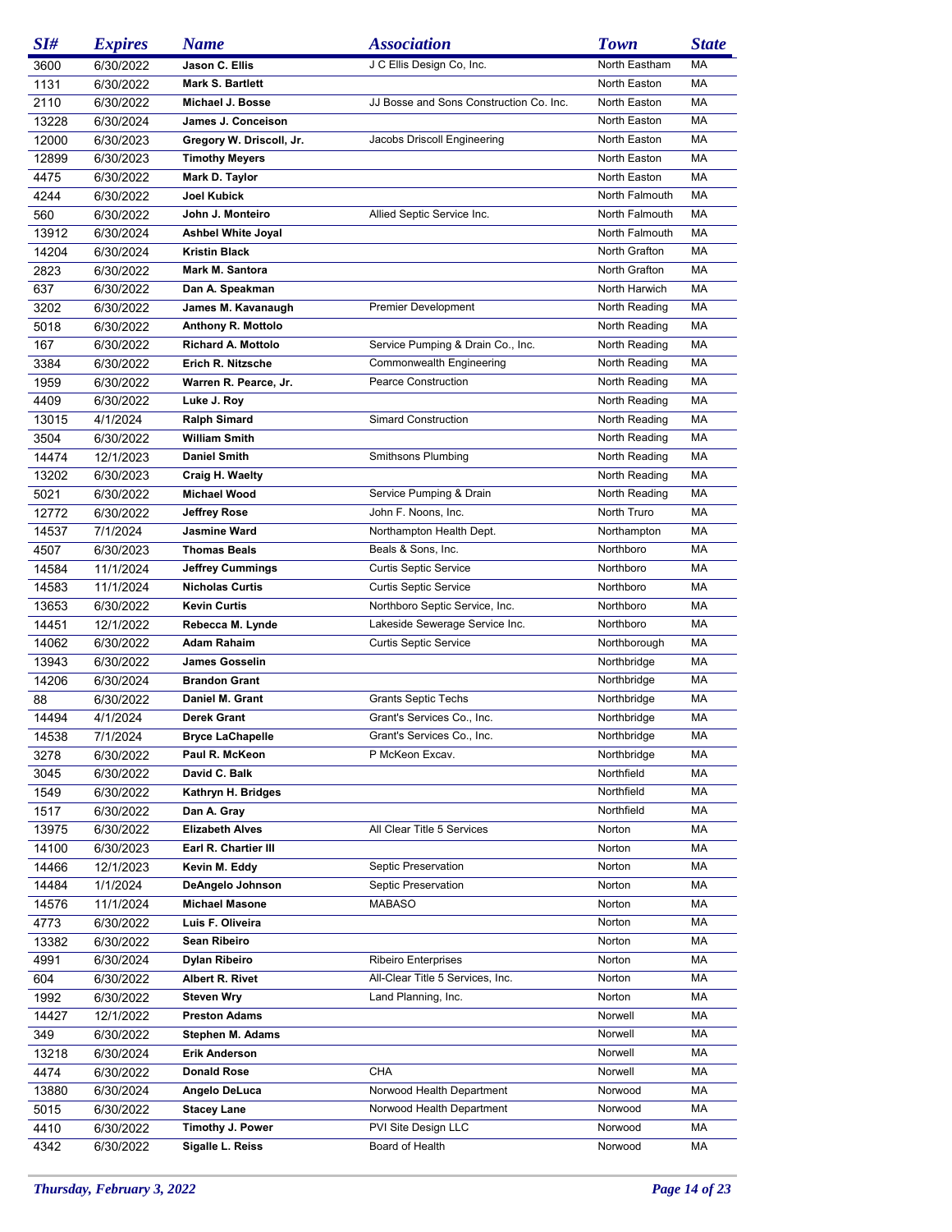| SI# | Expires | Name | Association | Town | State |
|---|---|---|---|---|---|
| 3600 | 6/30/2022 | **Jason C. Ellis** | J C Ellis Design Co, Inc. | North Eastham | MA |
| 1131 | 6/30/2022 | **Mark S. Bartlett** | | North Easton | MA |
| 2110 | 6/30/2022 | **Michael J. Bosse** | JJ Bosse and Sons Construction Co. Inc. | North Easton | MA |
| 13228 | 6/30/2024 | **James J. Conceison** | | North Easton | MA |
| 12000 | 6/30/2023 | **Gregory W. Driscoll, Jr.** | Jacobs Driscoll Engineering | North Easton | MA |
| 12899 | 6/30/2023 | **Timothy Meyers** | | North Easton | MA |
| 4475 | 6/30/2022 | **Mark D. Taylor** | | North Easton | MA |
| 4244 | 6/30/2022 | **Joel Kubick** | | North Falmouth | MA |
| 560 | 6/30/2022 | **John J. Monteiro** | Allied Septic Service Inc. | North Falmouth | MA |
| 13912 | 6/30/2024 | **Ashbel White Joyal** | | North Falmouth | MA |
| 14204 | 6/30/2024 | **Kristin Black** | | North Grafton | MA |
| 2823 | 6/30/2022 | **Mark M. Santora** | | North Grafton | MA |
| 637 | 6/30/2022 | **Dan A. Speakman** | | North Harwich | MA |
| 3202 | 6/30/2022 | **James M. Kavanaugh** | Premier Development | North Reading | MA |
| 5018 | 6/30/2022 | **Anthony R. Mottolo** | | North Reading | MA |
| 167 | 6/30/2022 | **Richard A. Mottolo** | Service Pumping & Drain Co., Inc. | North Reading | MA |
| 3384 | 6/30/2022 | **Erich R. Nitzsche** | Commonwealth Engineering | North Reading | MA |
| 1959 | 6/30/2022 | **Warren R. Pearce, Jr.** | Pearce Construction | North Reading | MA |
| 4409 | 6/30/2022 | **Luke J. Roy** | | North Reading | MA |
| 13015 | 4/1/2024 | **Ralph Simard** | Simard Construction | North Reading | MA |
| 3504 | 6/30/2022 | **William Smith** | | North Reading | MA |
| 14474 | 12/1/2023 | **Daniel Smith** | Smithsons Plumbing | North Reading | MA |
| 13202 | 6/30/2023 | **Craig H. Waelty** | | North Reading | MA |
| 5021 | 6/30/2022 | **Michael Wood** | Service Pumping & Drain | North Reading | MA |
| 12772 | 6/30/2022 | **Jeffrey Rose** | John F. Noons, Inc. | North Truro | MA |
| 14537 | 7/1/2024 | **Jasmine Ward** | Northampton Health Dept. | Northampton | MA |
| 4507 | 6/30/2023 | **Thomas Beals** | Beals & Sons, Inc. | Northboro | MA |
| 14584 | 11/1/2024 | **Jeffrey Cummings** | Curtis Septic Service | Northboro | MA |
| 14583 | 11/1/2024 | **Nicholas Curtis** | Curtis Septic Service | Northboro | MA |
| 13653 | 6/30/2022 | **Kevin Curtis** | Northboro Septic Service, Inc. | Northboro | MA |
| 14451 | 12/1/2022 | **Rebecca M. Lynde** | Lakeside Sewerage Service Inc. | Northboro | MA |
| 14062 | 6/30/2022 | **Adam Rahaim** | Curtis Septic Service | Northborough | MA |
| 13943 | 6/30/2022 | **James Gosselin** | | Northbridge | MA |
| 14206 | 6/30/2024 | **Brandon Grant** | | Northbridge | MA |
| 88 | 6/30/2022 | **Daniel M. Grant** | Grants Septic Techs | Northbridge | MA |
| 14494 | 4/1/2024 | **Derek Grant** | Grant's Services Co., Inc. | Northbridge | MA |
| 14538 | 7/1/2024 | **Bryce LaChapelle** | Grant's Services Co., Inc. | Northbridge | MA |
| 3278 | 6/30/2022 | **Paul R. McKeon** | P McKeon Excav. | Northbridge | MA |
| 3045 | 6/30/2022 | **David C. Balk** | | Northfield | MA |
| 1549 | 6/30/2022 | **Kathryn H. Bridges** | | Northfield | MA |
| 1517 | 6/30/2022 | **Dan A. Gray** | | Northfield | MA |
| 13975 | 6/30/2022 | **Elizabeth Alves** | All Clear Title 5 Services | Norton | MA |
| 14100 | 6/30/2023 | **Earl R. Chartier III** | | Norton | MA |
| 14466 | 12/1/2023 | **Kevin M. Eddy** | Septic Preservation | Norton | MA |
| 14484 | 1/1/2024 | **DeAngelo Johnson** | Septic Preservation | Norton | MA |
| 14576 | 11/1/2024 | **Michael Masone** | MABASO | Norton | MA |
| 4773 | 6/30/2022 | **Luis F. Oliveira** | | Norton | MA |
| 13382 | 6/30/2022 | **Sean Ribeiro** | | Norton | MA |
| 4991 | 6/30/2024 | **Dylan Ribeiro** | Ribeiro Enterprises | Norton | MA |
| 604 | 6/30/2022 | **Albert R. Rivet** | All-Clear Title 5 Services, Inc. | Norton | MA |
| 1992 | 6/30/2022 | **Steven Wry** | Land Planning, Inc. | Norton | MA |
| 14427 | 12/1/2022 | **Preston Adams** | | Norwell | MA |
| 349 | 6/30/2022 | **Stephen M. Adams** | | Norwell | MA |
| 13218 | 6/30/2024 | **Erik Anderson** | | Norwell | MA |
| 4474 | 6/30/2022 | **Donald Rose** | CHA | Norwell | MA |
| 13880 | 6/30/2024 | **Angelo DeLuca** | Norwood Health Department | Norwood | MA |
| 5015 | 6/30/2022 | **Stacey Lane** | Norwood Health Department | Norwood | MA |
| 4410 | 6/30/2022 | **Timothy J. Power** | PVI Site Design LLC | Norwood | MA |
| 4342 | 6/30/2022 | **Sigalle L. Reiss** | Board of Health | Norwood | MA |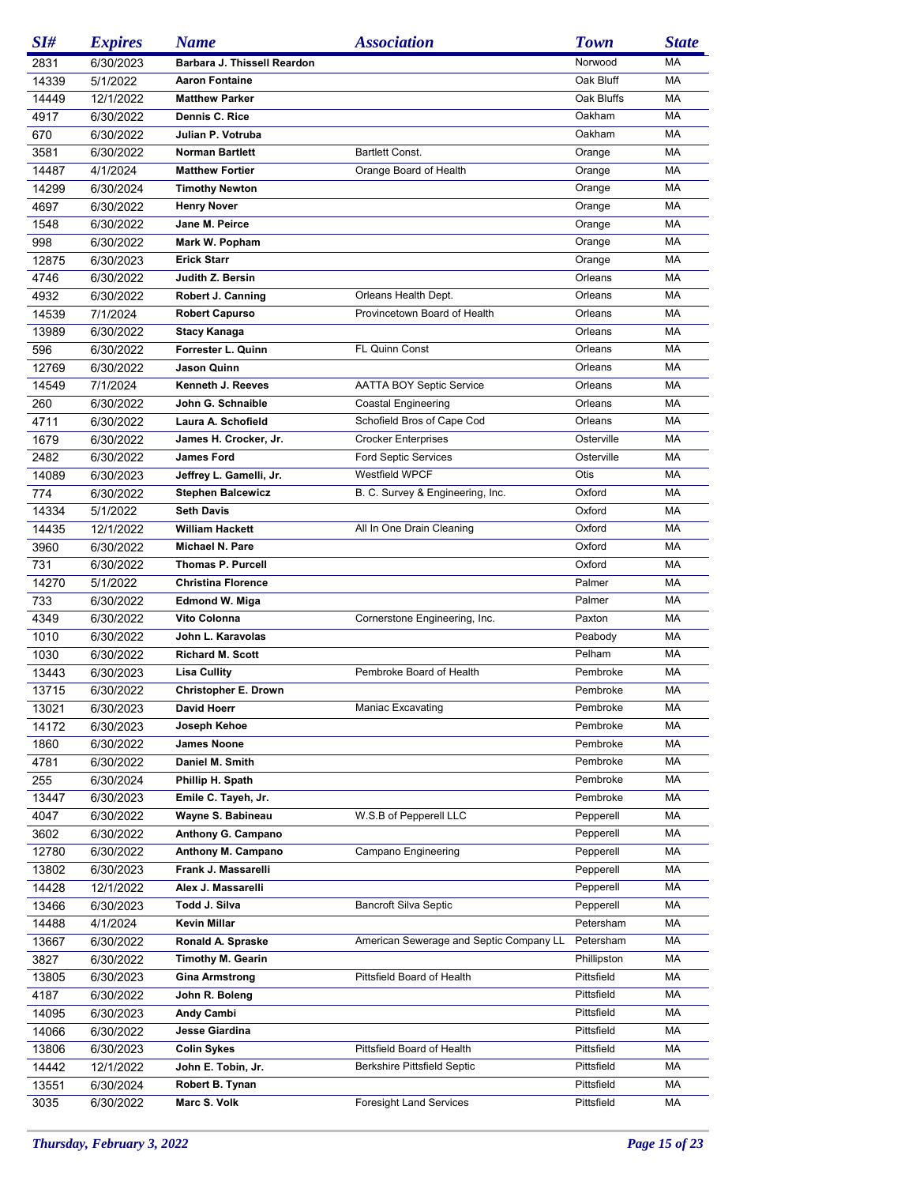| SI# | Expires | Name | Association | Town | State |
|---|---|---|---|---|---|
| 2831 | 6/30/2023 | **Barbara J. Thissell Reardon** | | Norwood | MA |
| 14339 | 5/1/2022 | **Aaron Fontaine** | | Oak Bluff | MA |
| 14449 | 12/1/2022 | **Matthew Parker** | | Oak Bluffs | MA |
| 4917 | 6/30/2022 | **Dennis C. Rice** | | Oakham | MA |
| 670 | 6/30/2022 | **Julian P. Votruba** | | Oakham | MA |
| 3581 | 6/30/2022 | **Norman Bartlett** | Bartlett Const. | Orange | MA |
| 14487 | 4/1/2024 | **Matthew Fortier** | Orange Board of Health | Orange | MA |
| 14299 | 6/30/2024 | **Timothy Newton** | | Orange | MA |
| 4697 | 6/30/2022 | **Henry Nover** | | Orange | MA |
| 1548 | 6/30/2022 | **Jane M. Peirce** | | Orange | MA |
| 998 | 6/30/2022 | **Mark W. Popham** | | Orange | MA |
| 12875 | 6/30/2023 | **Erick Starr** | | Orange | MA |
| 4746 | 6/30/2022 | **Judith Z. Bersin** | | Orleans | MA |
| 4932 | 6/30/2022 | **Robert J. Canning** | Orleans Health Dept. | Orleans | MA |
| 14539 | 7/1/2024 | **Robert Capurso** | Provincetown Board of Health | Orleans | MA |
| 13989 | 6/30/2022 | **Stacy Kanaga** | | Orleans | MA |
| 596 | 6/30/2022 | **Forrester L. Quinn** | FL Quinn Const | Orleans | MA |
| 12769 | 6/30/2022 | **Jason Quinn** | | Orleans | MA |
| 14549 | 7/1/2024 | **Kenneth J. Reeves** | AATTA BOY Septic Service | Orleans | MA |
| 260 | 6/30/2022 | **John G. Schnaible** | Coastal Engineering | Orleans | MA |
| 4711 | 6/30/2022 | **Laura A. Schofield** | Schofield Bros of Cape Cod | Orleans | MA |
| 1679 | 6/30/2022 | **James H. Crocker, Jr.** | Crocker Enterprises | Osterville | MA |
| 2482 | 6/30/2022 | **James Ford** | Ford Septic Services | Osterville | MA |
| 14089 | 6/30/2023 | **Jeffrey L. Gamelli, Jr.** | Westfield WPCF | Otis | MA |
| 774 | 6/30/2022 | **Stephen Balcewicz** | B. C. Survey & Engineering, Inc. | Oxford | MA |
| 14334 | 5/1/2022 | **Seth Davis** | | Oxford | MA |
| 14435 | 12/1/2022 | **William Hackett** | All In One Drain Cleaning | Oxford | MA |
| 3960 | 6/30/2022 | **Michael N. Pare** | | Oxford | MA |
| 731 | 6/30/2022 | **Thomas P. Purcell** | | Oxford | MA |
| 14270 | 5/1/2022 | **Christina Florence** | | Palmer | MA |
| 733 | 6/30/2022 | **Edmond W. Miga** | | Palmer | MA |
| 4349 | 6/30/2022 | **Vito Colonna** | Cornerstone Engineering, Inc. | Paxton | MA |
| 1010 | 6/30/2022 | **John L. Karavolas** | | Peabody | MA |
| 1030 | 6/30/2022 | **Richard M. Scott** | | Pelham | MA |
| 13443 | 6/30/2023 | **Lisa Cullity** | Pembroke Board of Health | Pembroke | MA |
| 13715 | 6/30/2022 | **Christopher E. Drown** | | Pembroke | MA |
| 13021 | 6/30/2023 | **David Hoerr** | Maniac Excavating | Pembroke | MA |
| 14172 | 6/30/2023 | **Joseph Kehoe** | | Pembroke | MA |
| 1860 | 6/30/2022 | **James Noone** | | Pembroke | MA |
| 4781 | 6/30/2022 | **Daniel M. Smith** | | Pembroke | MA |
| 255 | 6/30/2024 | **Phillip H. Spath** | | Pembroke | MA |
| 13447 | 6/30/2023 | **Emile C. Tayeh, Jr.** | | Pembroke | MA |
| 4047 | 6/30/2022 | **Wayne S. Babineau** | W.S.B of Pepperell LLC | Pepperell | MA |
| 3602 | 6/30/2022 | **Anthony G. Campano** | | Pepperell | MA |
| 12780 | 6/30/2022 | **Anthony M. Campano** | Campano Engineering | Pepperell | MA |
| 13802 | 6/30/2023 | **Frank J. Massarelli** | | Pepperell | MA |
| 14428 | 12/1/2022 | **Alex J. Massarelli** | | Pepperell | MA |
| 13466 | 6/30/2023 | **Todd J. Silva** | Bancroft Silva Septic | Pepperell | MA |
| 14488 | 4/1/2024 | **Kevin Millar** | | Petersham | MA |
| 13667 | 6/30/2022 | **Ronald A. Spraske** | American Sewerage and Septic Company LL | Petersham | MA |
| 3827 | 6/30/2022 | **Timothy M. Gearin** | | Phillipston | MA |
| 13805 | 6/30/2023 | **Gina Armstrong** | Pittsfield Board of Health | Pittsfield | MA |
| 4187 | 6/30/2022 | **John R. Boleng** | | Pittsfield | MA |
| 14095 | 6/30/2023 | **Andy Cambi** | | Pittsfield | MA |
| 14066 | 6/30/2022 | **Jesse Giardina** | | Pittsfield | MA |
| 13806 | 6/30/2023 | **Colin Sykes** | Pittsfield Board of Health | Pittsfield | MA |
| 14442 | 12/1/2022 | **John E. Tobin, Jr.** | Berkshire Pittsfield Septic | Pittsfield | MA |
| 13551 | 6/30/2024 | **Robert B. Tynan** | | Pittsfield | MA |
| 3035 | 6/30/2022 | **Marc S. Volk** | Foresight Land Services | Pittsfield | MA |

*Thursday, February 3, 2022*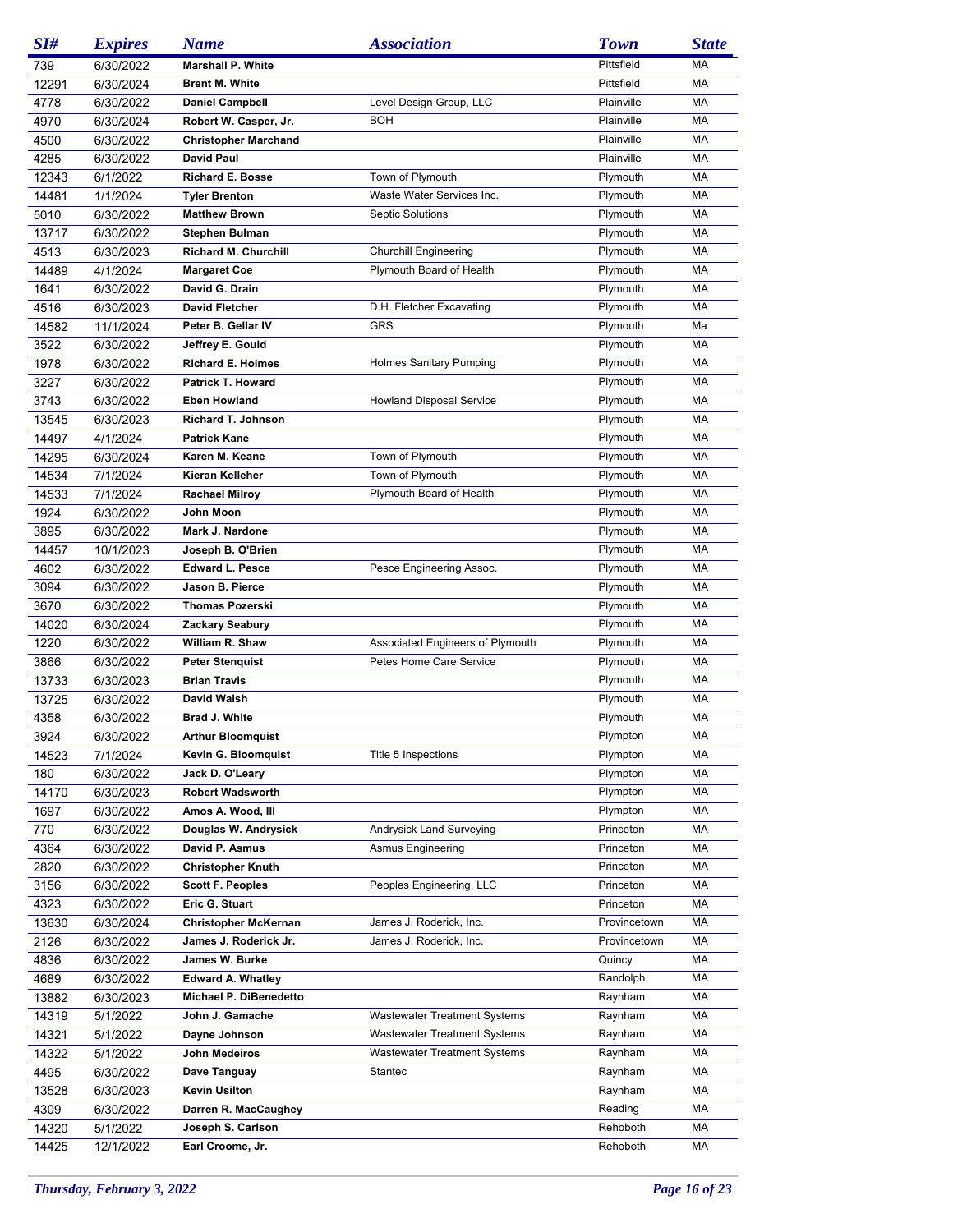| SI# | Expires | Name | Association | Town | State |
|---|---|---|---|---|---|
| 739 | 6/30/2022 | **Marshall P. White** | | Pittsfield | MA |
| 12291 | 6/30/2024 | **Brent M. White** | | Pittsfield | MA |
| 4778 | 6/30/2022 | **Daniel Campbell** | Level Design Group, LLC | Plainville | MA |
| 4970 | 6/30/2024 | **Robert W. Casper, Jr.** | BOH | Plainville | MA |
| 4500 | 6/30/2022 | **Christopher Marchand** | | Plainville | MA |
| 4285 | 6/30/2022 | **David Paul** | | Plainville | MA |
| 12343 | 6/1/2022 | **Richard E. Bosse** | Town of Plymouth | Plymouth | MA |
| 14481 | 1/1/2024 | **Tyler Brenton** | Waste Water Services Inc. | Plymouth | MA |
| 5010 | 6/30/2024 | **Matthew Brown** | Septic Solutions | Plymouth | MA |
| 13717 | 6/30/2022 | **Stephen Bulman** | | Plymouth | MA |
| 4513 | 6/30/2023 | **Richard M. Churchill** | Churchill Engineering | Plymouth | MA |
| 14489 | 4/1/2024 | **Margaret Coe** | Plymouth Board of Health | Plymouth | MA |
| 1641 | 6/30/2022 | **David G. Drain** | | Plymouth | MA |
| 4516 | 6/30/2023 | **David Fletcher** | D.H. Fletcher Excavating | Plymouth | MA |
| 14582 | 11/1/2024 | **Peter B. Gellar IV** | GRS | Plymouth | Ma |
| 3522 | 6/30/2022 | **Jeffrey E. Gould** | | Plymouth | MA |
| 1978 | 6/30/2022 | **Richard E. Holmes** | Holmes Sanitary Pumping | Plymouth | MA |
| 3227 | 6/30/2022 | **Patrick T. Howard** | | Plymouth | MA |
| 3743 | 6/30/2022 | **Eben Howland** | Howland Disposal Service | Plymouth | MA |
| 13545 | 6/30/2023 | **Richard T. Johnson** | | Plymouth | MA |
| 14497 | 4/1/2024 | **Patrick Kane** | | Plymouth | MA |
| 14295 | 6/30/2024 | **Karen M. Keane** | Town of Plymouth | Plymouth | MA |
| 14534 | 7/1/2024 | **Kieran Kelleher** | Town of Plymouth | Plymouth | MA |
| 14533 | 7/1/2024 | **Rachael Milroy** | Plymouth Board of Health | Plymouth | MA |
| 1924 | 6/30/2022 | **John Moon** | | Plymouth | MA |
| 3895 | 6/30/2022 | **Mark J. Nardone** | | Plymouth | MA |
| 14457 | 10/1/2023 | **Joseph B. O'Brien** | | Plymouth | MA |
| 4602 | 6/30/2022 | **Edward L. Pesce** | Pesce Engineering Assoc. | Plymouth | MA |
| 3094 | 6/30/2022 | **Jason B. Pierce** | | Plymouth | MA |
| 3670 | 6/30/2022 | **Thomas Pozerski** | | Plymouth | MA |
| 14020 | 6/30/2024 | **Zackary Seabury** | | Plymouth | MA |
| 1220 | 6/30/2022 | **William R. Shaw** | Associated Engineers of Plymouth | Plymouth | MA |
| 3866 | 6/30/2022 | **Peter Stenquist** | Petes Home Care Service | Plymouth | MA |
| 13733 | 6/30/2023 | **Brian Travis** | | Plymouth | MA |
| 13725 | 6/30/2022 | **David Walsh** | | Plymouth | MA |
| 4358 | 6/30/2022 | **Brad J. White** | | Plymouth | MA |
| 3924 | 6/30/2022 | **Arthur Bloomquist** | | Plympton | MA |
| 14523 | 7/1/2024 | **Kevin G. Bloomquist** | Title 5 Inspections | Plympton | MA |
| 180 | 6/30/2022 | **Jack D. O'Leary** | | Plympton | MA |
| 14170 | 6/30/2023 | **Robert Wadsworth** | | Plympton | MA |
| 1697 | 6/30/2022 | **Amos A. Wood, III** | | Plympton | MA |
| 770 | 6/30/2022 | **Douglas W. Andrysick** | Andrysick Land Surveying | Princeton | MA |
| 4364 | 6/30/2022 | **David P. Asmus** | Asmus Engineering | Princeton | MA |
| 2820 | 6/30/2022 | **Christopher Knuth** | | Princeton | MA |
| 3156 | 6/30/2022 | **Scott F. Peoples** | Peoples Engineering, LLC | Princeton | MA |
| 4323 | 6/30/2022 | **Eric G. Stuart** | | Princeton | MA |
| 13630 | 6/30/2024 | **Christopher McKernan** | James J. Roderick, Inc. | Provincetown | MA |
| 2126 | 6/30/2022 | **James J. Roderick Jr.** | James J. Roderick, Inc. | Provincetown | MA |
| 4836 | 6/30/2022 | **James W. Burke** | | Quincy | MA |
| 4689 | 6/30/2022 | **Edward A. Whatley** | | Randolph | MA |
| 13882 | 6/30/2023 | **Michael P. DiBenedetto** | | Raynham | MA |
| 14319 | 5/1/2022 | **John J. Gamache** | Wastewater Treatment Systems | Raynham | MA |
| 14321 | 5/1/2022 | **Dayne Johnson** | Wastewater Treatment Systems | Raynham | MA |
| 14322 | 5/1/2022 | **John Medeiros** | Wastewater Treatment Systems | Raynham | MA |
| 4495 | 6/30/2022 | **Dave Tanguay** | Stantec | Raynham | MA |
| 13528 | 6/30/2023 | **Kevin Usilton** | | Raynham | MA |
| 4309 | 6/30/2022 | **Darren R. MacCaughey** | | Reading | MA |
| 14320 | 5/1/2022 | **Joseph S. Carlson** | | Rehoboth | MA |
| 14425 | 12/1/2022 | **Earl Croome, Jr.** | | Rehoboth | MA |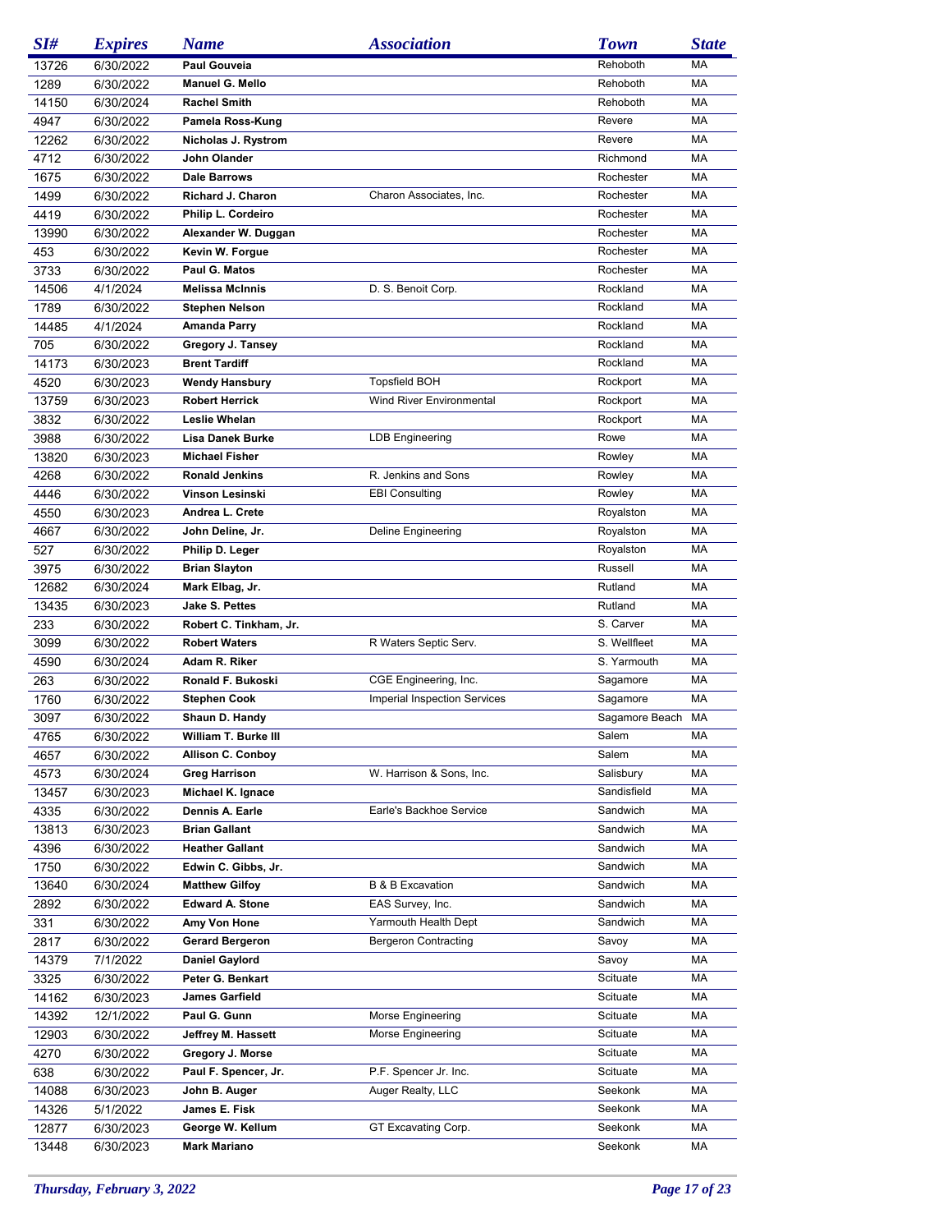| SI# | Expires | Name | Association | Town | State |
|---|---|---|---|---|---|
| 13726 | 6/30/2022 | **Paul Gouveia** | | Rehoboth | MA |
| 1289 | 6/30/2022 | **Manuel G. Mello** | | Rehoboth | MA |
| 14150 | 6/30/2024 | **Rachel Smith** | | Rehoboth | MA |
| 4947 | 6/30/2022 | **Pamela Ross-Kung** | | Revere | MA |
| 12262 | 6/30/2022 | **Nicholas J. Rystrom** | | Revere | MA |
| 4712 | 6/30/2022 | **John Olander** | | Richmond | MA |
| 1675 | 6/30/2022 | **Dale Barrows** | | Rochester | MA |
| 1499 | 6/30/2022 | **Richard J. Charon** | Charon Associates, Inc. | Rochester | MA |
| 4419 | 6/30/2022 | **Philip L. Cordeiro** | | Rochester | MA |
| 13990 | 6/30/2022 | **Alexander W. Duggan** | | Rochester | MA |
| 453 | 6/30/2022 | **Kevin W. Forgue** | | Rochester | MA |
| 3733 | 6/30/2022 | **Paul G. Matos** | | Rochester | MA |
| 14506 | 4/1/2024 | **Melissa McInnis** | D. S. Benoit Corp. | Rockland | MA |
| 1789 | 6/30/2022 | **Stephen Nelson** | | Rockland | MA |
| 14485 | 4/1/2024 | **Amanda Parry** | | Rockland | MA |
| 705 | 6/30/2022 | **Gregory J. Tansey** | | Rockland | MA |
| 14173 | 6/30/2023 | **Brent Tardiff** | | Rockland | MA |
| 4520 | 6/30/2023 | **Wendy Hansbury** | Topsfield BOH | Rockport | MA |
| 13759 | 6/30/2023 | **Robert Herrick** | Wind River Environmental | Rockport | MA |
| 3832 | 6/30/2022 | **Leslie Whelan** | | Rockport | MA |
| 3988 | 6/30/2022 | **Lisa Danek Burke** | LDB Engineering | Rowe | MA |
| 13820 | 6/30/2023 | **Michael Fisher** | | Rowley | MA |
| 4268 | 6/30/2022 | **Ronald Jenkins** | R. Jenkins and Sons | Rowley | MA |
| 4446 | 6/30/2022 | **Vinson Lesinski** | EBI Consulting | Rowley | MA |
| 4550 | 6/30/2023 | **Andrea L. Crete** | | Royalston | MA |
| 4667 | 6/30/2022 | **John Deline, Jr.** | Deline Engineering | Royalston | MA |
| 527 | 6/30/2022 | **Philip D. Leger** | | Royalston | MA |
| 3975 | 6/30/2022 | **Brian Slayton** | | Russell | MA |
| 12682 | 6/30/2024 | **Mark Elbag, Jr.** | | Rutland | MA |
| 13435 | 6/30/2023 | **Jake S. Pettes** | | Rutland | MA |
| 233 | 6/30/2022 | **Robert C. Tinkham, Jr.** | | S. Carver | MA |
| 3099 | 6/30/2022 | **Robert Waters** | R Waters Septic Serv. | S. Wellfleet | MA |
| 4590 | 6/30/2024 | **Adam R. Riker** | | S. Yarmouth | MA |
| 263 | 6/30/2022 | **Ronald F. Bukoski** | CGE Engineering, Inc. | Sagamore | MA |
| 1760 | 6/30/2022 | **Stephen Cook** | Imperial Inspection Services | Sagamore | MA |
| 3097 | 6/30/2022 | **Shaun D. Handy** | | Sagamore Beach | MA |
| 4765 | 6/30/2022 | **William T. Burke III** | | Salem | MA |
| 4657 | 6/30/2022 | **Allison C. Conboy** | | Salem | MA |
| 4573 | 6/30/2024 | **Greg Harrison** | W. Harrison & Sons, Inc. | Salisbury | MA |
| 13457 | 6/30/2023 | **Michael K. Ignace** | | Sandisfield | MA |
| 4335 | 6/30/2022 | **Dennis A. Earle** | Earle's Backhoe Service | Sandwich | MA |
| 13813 | 6/30/2023 | **Brian Gallant** | | Sandwich | MA |
| 4396 | 6/30/2022 | **Heather Gallant** | | Sandwich | MA |
| 1750 | 6/30/2022 | **Edwin C. Gibbs, Jr.** | | Sandwich | MA |
| 13640 | 6/30/2024 | **Matthew Gilfoy** | B & B Excavation | Sandwich | MA |
| 2892 | 6/30/2022 | **Edward A. Stone** | EAS Survey, Inc. | Sandwich | MA |
| 331 | 6/30/2022 | **Amy Von Hone** | Yarmouth Health Dept | Sandwich | MA |
| 2817 | 6/30/2022 | **Gerard Bergeron** | Bergeron Contracting | Savoy | MA |
| 14379 | 7/1/2022 | **Daniel Gaylord** | | Savoy | MA |
| 3325 | 6/30/2022 | **Peter G. Benkart** | | Scituate | MA |
| 14162 | 6/30/2023 | **James Garfield** | | Scituate | MA |
| 14392 | 12/1/2022 | **Paul G. Gunn** | Morse Engineering | Scituate | MA |
| 12903 | 6/30/2022 | **Jeffrey M. Hassett** | Morse Engineering | Scituate | MA |
| 4270 | 6/30/2022 | **Gregory J. Morse** | | Scituate | MA |
| 638 | 6/30/2022 | **Paul F. Spencer, Jr.** | P.F. Spencer Jr. Inc. | Scituate | MA |
| 14088 | 6/30/2023 | **John B. Auger** | Auger Realty, LLC | Seekonk | MA |
| 14326 | 5/1/2022 | **James E. Fisk** | | Seekonk | MA |
| 12877 | 6/30/2023 | **George W. Kellum** | GT Excavating Corp. | Seekonk | MA |
| 13448 | 6/30/2023 | **Mark Mariano** | | Seekonk | MA |

*Thursday, February 3, 2022*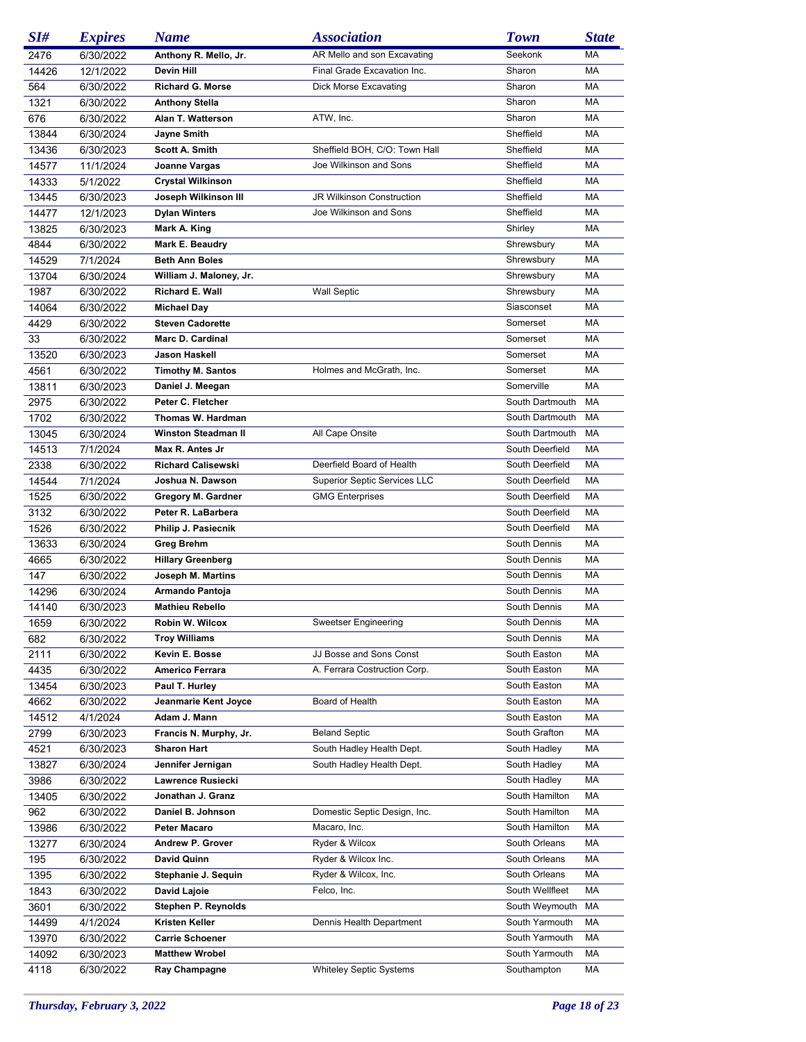| SI# | Expires | Name | Association | Town | State |
|---|---|---|---|---|---|
| 2476 | 6/30/2022 | **Anthony R. Mello, Jr.** | AR Mello and son Excavating | Seekonk | MA |
| 14426 | 12/1/2022 | **Devin Hill** | Final Grade Excavation Inc. | Sharon | MA |
| 564 | 6/30/2022 | **Richard G. Morse** | Dick Morse Excavating | Sharon | MA |
| 1321 | 6/30/2022 | **Anthony Stella** | | Sharon | MA |
| 676 | 6/30/2022 | **Alan T. Watterson** | ATW, Inc. | Sharon | MA |
| 13844 | 6/30/2024 | **Jayne Smith** | | Sheffield | MA |
| 13436 | 6/30/2023 | **Scott A. Smith** | Sheffield BOH, C/O: Town Hall | Sheffield | MA |
| 14577 | 11/1/2024 | **Joanne Vargas** | Joe Wilkinson and Sons | Sheffield | MA |
| 14333 | 5/1/2022 | **Crystal Wilkinson** | | Sheffield | MA |
| 13445 | 6/30/2023 | **Joseph Wilkinson III** | JR Wilkinson Construction | Sheffield | MA |
| 14477 | 12/1/2023 | **Dylan Winters** | Joe Wilkinson and Sons | Sheffield | MA |
| 13825 | 6/30/2023 | **Mark A. King** | | Shirley | MA |
| 4844 | 6/30/2022 | **Mark E. Beaudry** | | Shrewsbury | MA |
| 14529 | 7/1/2024 | **Beth Ann Boles** | | Shrewsbury | MA |
| 13704 | 6/30/2024 | **William J. Maloney, Jr.** | | Shrewsbury | MA |
| 1987 | 6/30/2022 | **Richard E. Wall** | Wall Septic | Shrewsbury | MA |
| 14064 | 6/30/2022 | **Michael Day** | | Siasconset | MA |
| 4429 | 6/30/2022 | **Steven Cadorette** | | Somerset | MA |
| 33 | 6/30/2022 | **Marc D. Cardinal** | | Somerset | MA |
| 13520 | 6/30/2023 | **Jason Haskell** | | Somerset | MA |
| 4561 | 6/30/2022 | **Timothy M. Santos** | Holmes and McGrath, Inc. | Somerset | MA |
| 13811 | 6/30/2023 | **Daniel J. Meegan** | | Somerville | MA |
| 2975 | 6/30/2022 | **Peter C. Fletcher** | | South Dartmouth | MA |
| 1702 | 6/30/2022 | **Thomas W. Hardman** | | South Dartmouth | MA |
| 13045 | 6/30/2024 | **Winston Steadman II** | All Cape Onsite | South Dartmouth | MA |
| 14513 | 7/1/2024 | **Max R. Antes Jr** | | South Deerfield | MA |
| 2338 | 6/30/2022 | **Richard Calisewski** | Deerfield Board of Health | South Deerfield | MA |
| 14544 | 7/1/2024 | **Joshua N. Dawson** | Superior Septic Services LLC | South Deerfield | MA |
| 1525 | 6/30/2022 | **Gregory M. Gardner** | GMG Enterprises | South Deerfield | MA |
| 3132 | 6/30/2022 | **Peter R. LaBarbera** | | South Deerfield | MA |
| 1526 | 6/30/2022 | **Philip J. Pasiecnik** | | South Deerfield | MA |
| 13633 | 6/30/2024 | **Greg Brehm** | | South Dennis | MA |
| 4665 | 6/30/2022 | **Hillary Greenberg** | | South Dennis | MA |
| 147 | 6/30/2022 | **Joseph M. Martins** | | South Dennis | MA |
| 14296 | 6/30/2024 | **Armando Pantoja** | | South Dennis | MA |
| 14140 | 6/30/2023 | **Mathieu Rebello** | | South Dennis | MA |
| 1659 | 6/30/2022 | **Robin W. Wilcox** | Sweetser Engineering | South Dennis | MA |
| 682 | 6/30/2022 | **Troy Williams** | | South Dennis | MA |
| 2111 | 6/30/2022 | **Kevin E. Bosse** | JJ Bosse and Sons Const | South Easton | MA |
| 4435 | 6/30/2022 | **Americo Ferrara** | A. Ferrara Costruction Corp. | South Easton | MA |
| 13454 | 6/30/2023 | **Paul T. Hurley** | | South Easton | MA |
| 4662 | 6/30/2022 | **Jeanmarie Kent Joyce** | Board of Health | South Easton | MA |
| 14512 | 4/1/2024 | **Adam J. Mann** | | South Easton | MA |
| 2799 | 6/30/2023 | **Francis N. Murphy, Jr.** | Beland Septic | South Grafton | MA |
| 4521 | 6/30/2023 | **Sharon Hart** | South Hadley Health Dept. | South Hadley | MA |
| 13827 | 6/30/2024 | **Jennifer Jernigan** | South Hadley Health Dept. | South Hadley | MA |
| 3986 | 6/30/2022 | **Lawrence Rusiecki** | | South Hadley | MA |
| 13405 | 6/30/2022 | **Jonathan J. Granz** | | South Hamilton | MA |
| 962 | 6/30/2022 | **Daniel B. Johnson** | Domestic Septic Design, Inc. | South Hamilton | MA |
| 13986 | 6/30/2022 | **Peter Macaro** | Macaro, Inc. | South Hamilton | MA |
| 13277 | 6/30/2024 | **Andrew P. Grover** | Ryder & Wilcox | South Orleans | MA |
| 195 | 6/30/2022 | **David Quinn** | Ryder & Wilcox Inc. | South Orleans | MA |
| 1395 | 6/30/2022 | **Stephanie J. Sequin** | Ryder & Wilcox, Inc. | South Orleans | MA |
| 1843 | 6/30/2022 | **David Lajoie** | Felco, Inc. | South Wellfleet | MA |
| 3601 | 6/30/2022 | **Stephen P. Reynolds** | | South Weymouth | MA |
| 14499 | 4/1/2024 | **Kristen Keller** | Dennis Health Department | South Yarmouth | MA |
| 13970 | 6/30/2022 | **Carrie Schoener** | | South Yarmouth | MA |
| 14092 | 6/30/2023 | **Matthew Wrobel** | | South Yarmouth | MA |
| 4118 | 6/30/2022 | **Ray Champagne** | Whiteley Septic Systems | Southampton | MA |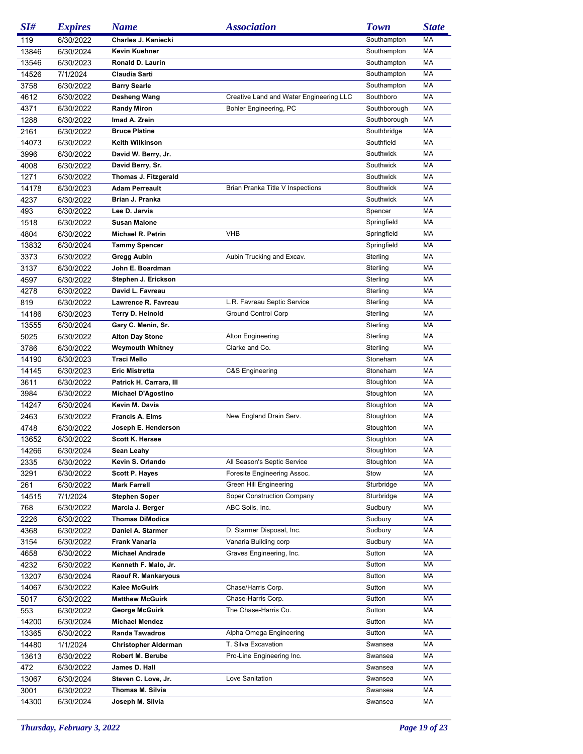| SI# | Expires | Name | Association | Town | State |
|---|---|---|---|---|---|
| 119 | 6/30/2022 | **Charles J. Kaniecki** | | Southampton | MA |
| 13846 | 6/30/2024 | **Kevin Kuehner** | | Southampton | MA |
| 13546 | 6/30/2023 | **Ronald D. Laurin** | | Southampton | MA |
| 14526 | 7/1/2024 | **Claudia Sarti** | | Southampton | MA |
| 3758 | 6/30/2022 | **Barry Searle** | | Southampton | MA |
| 4612 | 6/30/2022 | **Desheng Wang** | Creative Land and Water Engineering LLC | Southboro | MA |
| 4371 | 6/30/2022 | **Randy Miron** | Bohler Engineering, PC | Southborough | MA |
| 1288 | 6/30/2022 | **Imad A. Zrein** | | Southborough | MA |
| 2161 | 6/30/2022 | **Bruce Platine** | | Southbridge | MA |
| 14073 | 6/30/2022 | **Keith Wilkinson** | | Southfield | MA |
| 3996 | 6/30/2022 | **David W. Berry, Jr.** | | Southwick | MA |
| 4008 | 6/30/2022 | **David Berry, Sr.** | | Southwick | MA |
| 1271 | 6/30/2022 | **Thomas J. Fitzgerald** | | Southwick | MA |
| 14178 | 6/30/2023 | **Adam Perreault** | Brian Pranka Title V Inspections | Southwick | MA |
| 4237 | 6/30/2022 | **Brian J. Pranka** | | Southwick | MA |
| 493 | 6/30/2022 | **Lee D. Jarvis** | | Spencer | MA |
| 1518 | 6/30/2022 | **Susan Malone** | | Springfield | MA |
| 4804 | 6/30/2022 | **Michael R. Petrin** | VHB | Springfield | MA |
| 13832 | 6/30/2024 | **Tammy Spencer** | | Springfield | MA |
| 3373 | 6/30/2022 | **Gregg Aubin** | Aubin Trucking and Excav. | Sterling | MA |
| 3137 | 6/30/2022 | **John E. Boardman** | | Sterling | MA |
| 4597 | 6/30/2022 | **Stephen J. Erickson** | | Sterling | MA |
| 4278 | 6/30/2022 | **David L. Favreau** | | Sterling | MA |
| 819 | 6/30/2022 | **Lawrence R. Favreau** | L.R. Favreau Septic Service | Sterling | MA |
| 14186 | 6/30/2023 | **Terry D. Heinold** | Ground Control Corp | Sterling | MA |
| 13555 | 6/30/2024 | **Gary C. Menin, Sr.** | | Sterling | MA |
| 5025 | 6/30/2022 | **Alton Day Stone** | Alton Engineering | Sterling | MA |
| 3786 | 6/30/2022 | **Weymouth Whitney** | Clarke and Co. | Sterling | MA |
| 14190 | 6/30/2023 | **Traci Mello** | | Stoneham | MA |
| 14145 | 6/30/2023 | **Eric Mistretta** | C&S Engineering | Stoneham | MA |
| 3611 | 6/30/2022 | **Patrick H. Carrara, III** | | Stoughton | MA |
| 3984 | 6/30/2022 | **Michael D'Agostino** | | Stoughton | MA |
| 14247 | 6/30/2024 | **Kevin M. Davis** | | Stoughton | MA |
| 2463 | 6/30/2022 | **Francis A. Elms** | New England Drain Serv. | Stoughton | MA |
| 4748 | 6/30/2022 | **Joseph E. Henderson** | | Stoughton | MA |
| 13652 | 6/30/2022 | **Scott K. Hersee** | | Stoughton | MA |
| 14266 | 6/30/2024 | **Sean Leahy** | | Stoughton | MA |
| 2335 | 6/30/2022 | **Kevin S. Orlando** | All Season's Septic Service | Stoughton | MA |
| 3291 | 6/30/2022 | **Scott P. Hayes** | Foresite Engineering Assoc. | Stow | MA |
| 261 | 6/30/2022 | **Mark Farrell** | Green Hill Engineering | Sturbridge | MA |
| 14515 | 7/1/2024 | **Stephen Soper** | Soper Construction Company | Sturbridge | MA |
| 768 | 6/30/2022 | **Marcia J. Berger** | ABC Soils, Inc. | Sudbury | MA |
| 2226 | 6/30/2022 | **Thomas DiModica** | | Sudbury | MA |
| 4368 | 6/30/2022 | **Daniel A. Starmer** | D. Starmer Disposal, Inc. | Sudbury | MA |
| 3154 | 6/30/2022 | **Frank Vanaria** | Vanaria Building corp | Sudbury | MA |
| 4658 | 6/30/2022 | **Michael Andrade** | Graves Engineering, Inc. | Sutton | MA |
| 4232 | 6/30/2022 | **Kenneth F. Malo, Jr.** | | Sutton | MA |
| 13207 | 6/30/2024 | **Raouf R. Mankaryous** | | Sutton | MA |
| 14067 | 6/30/2022 | **Kalee McGuirk** | Chase/Harris Corp. | Sutton | MA |
| 5017 | 6/30/2022 | **Matthew McGuirk** | Chase-Harris Corp. | Sutton | MA |
| 553 | 6/30/2022 | **George McGuirk** | The Chase-Harris Co. | Sutton | MA |
| 14200 | 6/30/2024 | **Michael Mendez** | | Sutton | MA |
| 13365 | 6/30/2022 | **Randa Tawadros** | Alpha Omega Engineering | Sutton | MA |
| 14480 | 1/1/2024 | **Christopher Alderman** | T. Silva Excavation | Swansea | MA |
| 13613 | 6/30/2022 | **Robert M. Berube** | Pro-Line Engineering Inc. | Swansea | MA |
| 472 | 6/30/2022 | **James D. Hall** | | Swansea | MA |
| 13067 | 6/30/2024 | **Steven C. Love, Jr.** | Love Sanitation | Swansea | MA |
| 3001 | 6/30/2022 | **Thomas M. Silvia** | | Swansea | MA |
| 14300 | 6/30/2024 | **Joseph M. Silvia** | | Swansea | MA |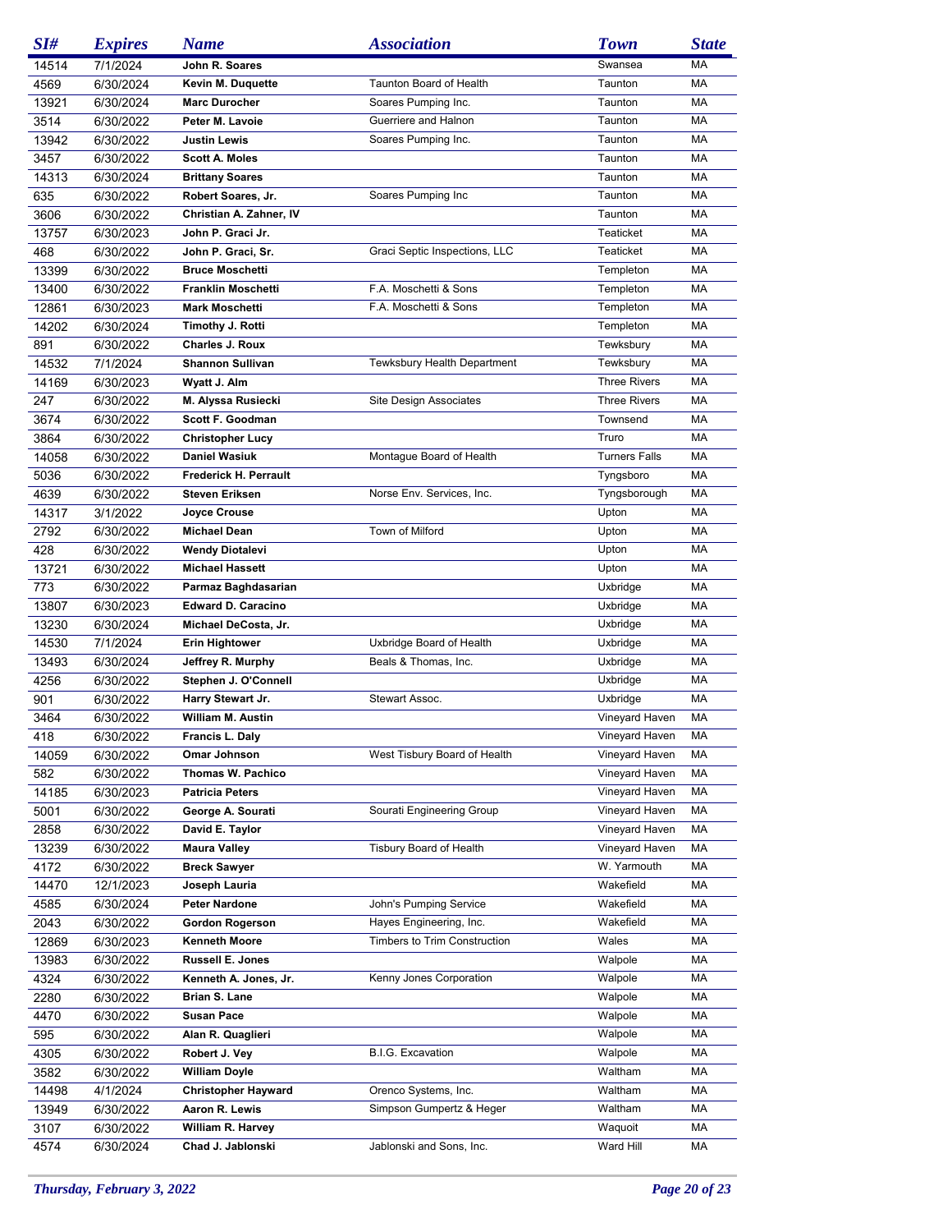| SI# | Expires | Name | Association | Town | State |
|---|---|---|---|---|---|
| 14514 | 7/1/2024 | John R. Soares | | Swansea | MA |
| 4569 | 6/30/2024 | Kevin M. Duquette | Taunton Board of Health | Taunton | MA |
| 13921 | 6/30/2024 | Marc Durocher | Soares Pumping Inc. | Taunton | MA |
| 3514 | 6/30/2022 | Peter M. Lavoie | Guerriere and Halnon | Taunton | MA |
| 13942 | 6/30/2022 | Justin Lewis | Soares Pumping Inc. | Taunton | MA |
| 3457 | 6/30/2022 | Scott A. Moles | | Taunton | MA |
| 14313 | 6/30/2024 | Brittany Soares | | Taunton | MA |
| 635 | 6/30/2022 | Robert Soares, Jr. | Soares Pumping Inc | Taunton | MA |
| 3606 | 6/30/2022 | Christian A. Zahner, IV | | Taunton | MA |
| 13757 | 6/30/2023 | John P. Graci Jr. | | Teaticket | MA |
| 468 | 6/30/2022 | John P. Graci, Sr. | Graci Septic Inspections, LLC | Teaticket | MA |
| 13399 | 6/30/2022 | Bruce Moschetti | | Templeton | MA |
| 13400 | 6/30/2022 | Franklin Moschetti | F.A. Moschetti & Sons | Templeton | MA |
| 12861 | 6/30/2023 | Mark Moschetti | F.A. Moschetti & Sons | Templeton | MA |
| 14202 | 6/30/2024 | Timothy J. Rotti | | Templeton | MA |
| 891 | 6/30/2022 | Charles J. Roux | | Tewksbury | MA |
| 14532 | 7/1/2024 | Shannon Sullivan | Tewksbury Health Department | Tewksbury | MA |
| 14169 | 6/30/2023 | Wyatt J. Alm | | Three Rivers | MA |
| 247 | 6/30/2022 | M. Alyssa Rusiecki | Site Design Associates | Three Rivers | MA |
| 3674 | 6/30/2022 | Scott F. Goodman | | Townsend | MA |
| 3864 | 6/30/2022 | Christopher Lucy | | Truro | MA |
| 14058 | 6/30/2022 | Daniel Wasiuk | Montague Board of Health | Turners Falls | MA |
| 5036 | 6/30/2022 | Frederick H. Perrault | | Tyngsboro | MA |
| 4639 | 6/30/2022 | Steven Eriksen | Norse Env. Services, Inc. | Tyngsborough | MA |
| 14317 | 3/1/2022 | Joyce Crouse | | Upton | MA |
| 2792 | 6/30/2022 | Michael Dean | Town of Milford | Upton | MA |
| 428 | 6/30/2022 | Wendy Diotalevi | | Upton | MA |
| 13721 | 6/30/2022 | Michael Hassett | | Upton | MA |
| 773 | 6/30/2022 | Parmaz Baghdasarian | | Uxbridge | MA |
| 13807 | 6/30/2023 | Edward D. Caracino | | Uxbridge | MA |
| 13230 | 6/30/2024 | Michael DeCosta, Jr. | | Uxbridge | MA |
| 14530 | 7/1/2024 | Erin Hightower | Uxbridge Board of Health | Uxbridge | MA |
| 13493 | 6/30/2024 | Jeffrey R. Murphy | Beals & Thomas, Inc. | Uxbridge | MA |
| 4256 | 6/30/2022 | Stephen J. O'Connell | | Uxbridge | MA |
| 901 | 6/30/2022 | Harry Stewart Jr. | Stewart Assoc. | Uxbridge | MA |
| 3464 | 6/30/2022 | William M. Austin | | Vineyard Haven | MA |
| 418 | 6/30/2022 | Francis L. Daly | | Vineyard Haven | MA |
| 14059 | 6/30/2022 | Omar Johnson | West Tisbury Board of Health | Vineyard Haven | MA |
| 582 | 6/30/2022 | Thomas W. Pachico | | Vineyard Haven | MA |
| 14185 | 6/30/2023 | Patricia Peters | | Vineyard Haven | MA |
| 5001 | 6/30/2022 | George A. Sourati | Sourati Engineering Group | Vineyard Haven | MA |
| 2858 | 6/30/2022 | David E. Taylor | | Vineyard Haven | MA |
| 13239 | 6/30/2022 | Maura Valley | Tisbury Board of Health | Vineyard Haven | MA |
| 4172 | 6/30/2022 | Breck Sawyer | | W. Yarmouth | MA |
| 14470 | 12/1/2023 | Joseph Lauria | | Wakefield | MA |
| 4585 | 6/30/2024 | Peter Nardone | John's Pumping Service | Wakefield | MA |
| 2043 | 6/30/2022 | Gordon Rogerson | Hayes Engineering, Inc. | Wakefield | MA |
| 12869 | 6/30/2023 | Kenneth Moore | Timbers to Trim Construction | Wales | MA |
| 13983 | 6/30/2022 | Russell E. Jones | | Walpole | MA |
| 4324 | 6/30/2022 | Kenneth A. Jones, Jr. | Kenny Jones Corporation | Walpole | MA |
| 2280 | 6/30/2022 | Brian S. Lane | | Walpole | MA |
| 4470 | 6/30/2022 | Susan Pace | | Walpole | MA |
| 595 | 6/30/2022 | Alan R. Quaglieri | | Walpole | MA |
| 4305 | 6/30/2022 | Robert J. Vey | B.I.G. Excavation | Walpole | MA |
| 3582 | 6/30/2022 | William Doyle | | Waltham | MA |
| 14498 | 4/1/2024 | Christopher Hayward | Orenco Systems, Inc. | Waltham | MA |
| 13949 | 6/30/2022 | Aaron R. Lewis | Simpson Gumpertz & Heger | Waltham | MA |
| 3107 | 6/30/2022 | William R. Harvey | | Waquoit | MA |
| 4574 | 6/30/2024 | Chad J. Jablonski | Jablonski and Sons, Inc. | Ward Hill | MA |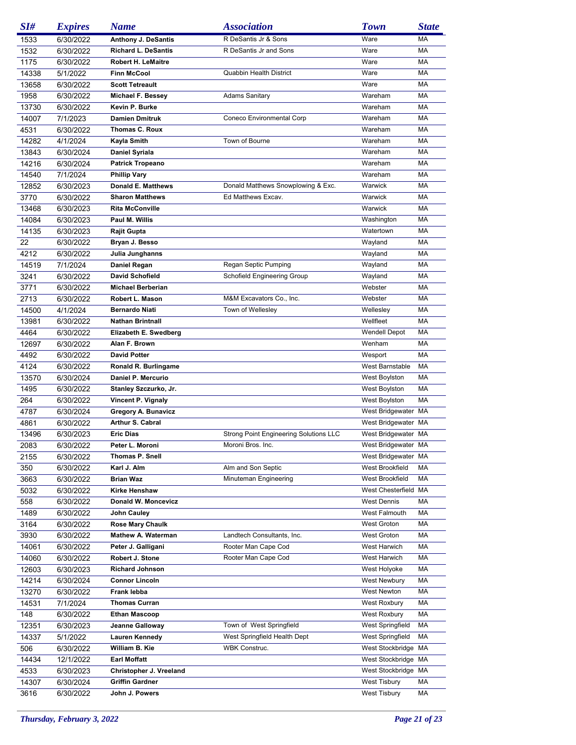| SI# | Expires | Name | Association | Town | State |
|---|---|---|---|---|---|
| 1533 | 6/30/2022 | **Anthony J. DeSantis** | R DeSantis Jr & Sons | Ware | MA |
| 1532 | 6/30/2022 | **Richard L. DeSantis** | R DeSantis Jr and Sons | Ware | MA |
| 1175 | 6/30/2022 | **Robert H. LeMaitre** | | Ware | MA |
| 14338 | 5/1/2022 | **Finn McCool** | Quabbin Health District | Ware | MA |
| 13658 | 6/30/2022 | **Scott Tetreault** | | Ware | MA |
| 1958 | 6/30/2022 | **Michael F. Bessey** | Adams Sanitary | Wareham | MA |
| 13730 | 6/30/2022 | **Kevin P. Burke** | | Wareham | MA |
| 14007 | 7/1/2023 | **Damien Dmitruk** | Coneco Environmental Corp | Wareham | MA |
| 4531 | 6/30/2022 | **Thomas C. Roux** | | Wareham | MA |
| 14282 | 4/1/2024 | **Kayla Smith** | Town of Bourne | Wareham | MA |
| 13843 | 6/30/2024 | **Daniel Syriala** | | Wareham | MA |
| 14216 | 6/30/2024 | **Patrick Tropeano** | | Wareham | MA |
| 14540 | 7/1/2024 | **Phillip Vary** | | Wareham | MA |
| 12852 | 6/30/2023 | **Donald E. Matthews** | Donald Matthews Snowplowing & Exc. | Warwick | MA |
| 3770 | 6/30/2022 | **Sharon Matthews** | Ed Matthews Excav. | Warwick | MA |
| 13468 | 6/30/2023 | **Rita McConville** | | Warwick | MA |
| 14084 | 6/30/2023 | **Paul M. Willis** | | Washington | MA |
| 14135 | 6/30/2023 | **Rajit Gupta** | | Watertown | MA |
| 22 | 6/30/2022 | **Bryan J. Besso** | | Wayland | MA |
| 4212 | 6/30/2022 | **Julia Junghanns** | | Wayland | MA |
| 14519 | 7/1/2024 | **Daniel Regan** | Regan Septic Pumping | Wayland | MA |
| 3241 | 6/30/2022 | **David Schofield** | Schofield Engineering Group | Wayland | MA |
| 3771 | 6/30/2022 | **Michael Berberian** | | Webster | MA |
| 2713 | 6/30/2022 | **Robert L. Mason** | M&M Excavators Co., Inc. | Webster | MA |
| 14500 | 4/1/2024 | **Bernardo Niati** | Town of Wellesley | Wellesley | MA |
| 13981 | 6/30/2022 | **Nathan Brintnall** | | Wellfleet | MA |
| 4464 | 6/30/2022 | **Elizabeth E. Swedberg** | | Wendell Depot | MA |
| 12697 | 6/30/2022 | **Alan F. Brown** | | Wenham | MA |
| 4492 | 6/30/2022 | **David Potter** | | Wesport | MA |
| 4124 | 6/30/2022 | **Ronald R. Burlingame** | | West Barnstable | MA |
| 13570 | 6/30/2024 | **Daniel P. Mercurio** | | West Boylston | MA |
| 1495 | 6/30/2022 | **Stanley Szczurko, Jr.** | | West Boylston | MA |
| 264 | 6/30/2022 | **Vincent P. Vignaly** | | West Boylston | MA |
| 4787 | 6/30/2024 | **Gregory A. Bunavicz** | | West Bridgewater | MA |
| 4861 | 6/30/2022 | **Arthur S. Cabral** | | West Bridgewater | MA |
| 13496 | 6/30/2023 | **Eric Dias** | Strong Point Engineering Solutions LLC | West Bridgewater | MA |
| 2083 | 6/30/2022 | **Peter L. Moroni** | Moroni Bros. Inc. | West Bridgewater | MA |
| 2155 | 6/30/2022 | **Thomas P. Snell** | | West Bridgewater | MA |
| 350 | 6/30/2022 | **Karl J. Alm** | Alm and Son Septic | West Brookfield | MA |
| 3663 | 6/30/2022 | **Brian Waz** | Minuteman Engineering | West Brookfield | MA |
| 5032 | 6/30/2022 | **Kirke Henshaw** | | West Chesterfield | MA |
| 558 | 6/30/2022 | **Donald W. Moncevicz** | | West Dennis | MA |
| 1489 | 6/30/2022 | **John Cauley** | | West Falmouth | MA |
| 3164 | 6/30/2022 | **Rose Mary Chaulk** | | West Groton | MA |
| 3930 | 6/30/2022 | **Mathew A. Waterman** | Landtech Consultants, Inc. | West Groton | MA |
| 14061 | 6/30/2022 | **Peter J. Galligani** | Rooter Man Cape Cod | West Harwich | MA |
| 14060 | 6/30/2022 | **Robert J. Stone** | Rooter Man Cape Cod | West Harwich | MA |
| 12603 | 6/30/2023 | **Richard Johnson** | | West Holyoke | MA |
| 14214 | 6/30/2024 | **Connor Lincoln** | | West Newbury | MA |
| 13270 | 6/30/2022 | **Frank Iebba** | | West Newton | MA |
| 14531 | 7/1/2024 | **Thomas Curran** | | West Roxbury | MA |
| 148 | 6/30/2022 | **Ethan Mascoop** | | West Roxbury | MA |
| 12351 | 6/30/2023 | **Jeanne Galloway** | Town of West Springfield | West Springfield | MA |
| 14337 | 5/1/2022 | **Lauren Kennedy** | West Springfield Health Dept | West Springfield | MA |
| 506 | 6/30/2022 | **William B. Kie** | WBK Construc. | West Stockbridge | MA |
| 14434 | 12/1/2022 | **Earl Moffatt** | | West Stockbridge | MA |
| 4533 | 6/30/2023 | **Christopher J. Vreeland** | | West Stockbridge | MA |
| 14307 | 6/30/2024 | **Griffin Gardner** | | West Tisbury | MA |
| 3616 | 6/30/2022 | **John J. Powers** | | West Tisbury | MA |

*Thursday, February 3, 2022*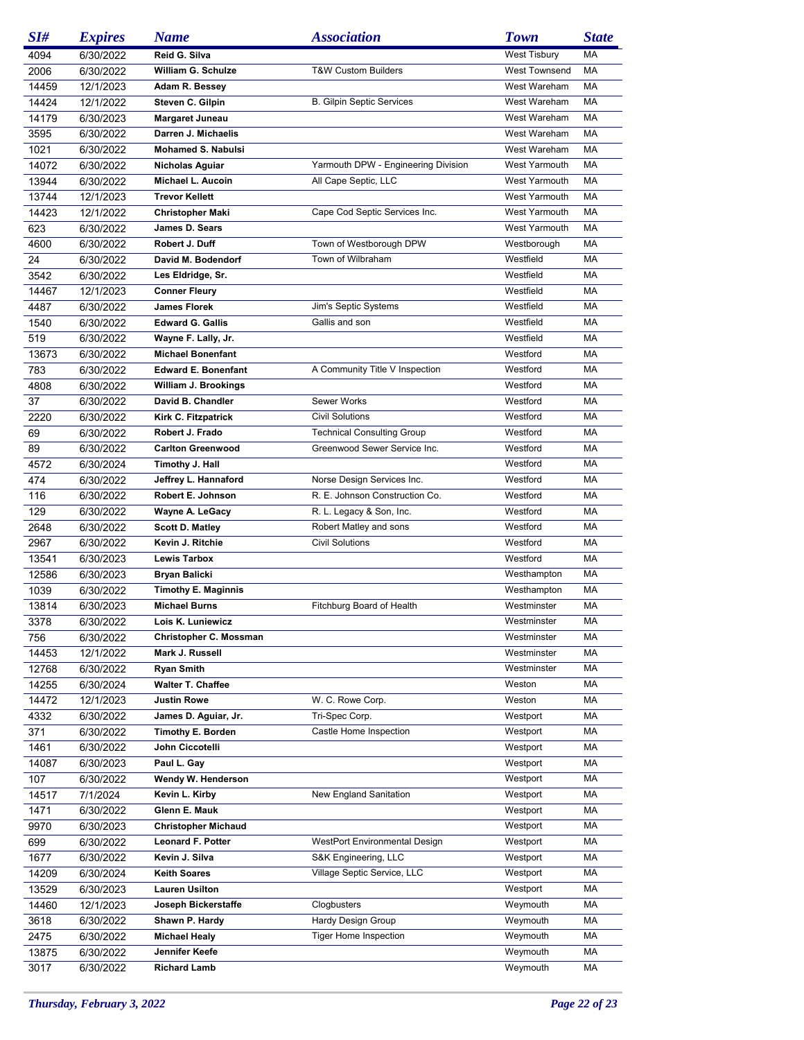| SI# | Expires | Name | Association | Town | State |
|---|---|---|---|---|---|
| 4094 | 6/30/2022 | Reid G. Silva | | West Tisbury | MA |
| 2006 | 6/30/2022 | William G. Schulze | T&W Custom Builders | West Townsend | MA |
| 14459 | 12/1/2023 | Adam R. Bessey | | West Wareham | MA |
| 14424 | 12/1/2022 | Steven C. Gilpin | B. Gilpin Septic Services | West Wareham | MA |
| 14179 | 6/30/2023 | Margaret Juneau | | West Wareham | MA |
| 3595 | 6/30/2022 | Darren J. Michaelis | | West Wareham | MA |
| 1021 | 6/30/2022 | Mohamed S. Nabulsi | | West Wareham | MA |
| 14072 | 6/30/2022 | Nicholas Aguiar | Yarmouth DPW - Engineering Division | West Yarmouth | MA |
| 13944 | 6/30/2022 | Michael L. Aucoin | All Cape Septic, LLC | West Yarmouth | MA |
| 13744 | 12/1/2023 | Trevor Kellett | | West Yarmouth | MA |
| 14423 | 12/1/2022 | Christopher Maki | Cape Cod Septic Services Inc. | West Yarmouth | MA |
| 623 | 6/30/2022 | James D. Sears | | West Yarmouth | MA |
| 4600 | 6/30/2022 | Robert J. Duff | Town of Westborough DPW | Westborough | MA |
| 24 | 6/30/2022 | David M. Bodendorf | Town of Wilbraham | Westfield | MA |
| 3542 | 6/30/2022 | Les Eldridge, Sr. | | Westfield | MA |
| 14467 | 12/1/2023 | Conner Fleury | | Westfield | MA |
| 4487 | 6/30/2022 | James Florek | Jim's Septic Systems | Westfield | MA |
| 1540 | 6/30/2022 | Edward G. Gallis | Gallis and son | Westfield | MA |
| 519 | 6/30/2022 | Wayne F. Lally, Jr. | | Westfield | MA |
| 13673 | 6/30/2022 | Michael Bonenfant | | Westford | MA |
| 783 | 6/30/2022 | Edward E. Bonenfant | A Community Title V Inspection | Westford | MA |
| 4808 | 6/30/2022 | William J. Brookings | | Westford | MA |
| 37 | 6/30/2022 | David B. Chandler | Sewer Works | Westford | MA |
| 2220 | 6/30/2022 | Kirk C. Fitzpatrick | Civil Solutions | Westford | MA |
| 69 | 6/30/2022 | Robert J. Frado | Technical Consulting Group | Westford | MA |
| 89 | 6/30/2022 | Carlton Greenwood | Greenwood Sewer Service Inc. | Westford | MA |
| 4572 | 6/30/2024 | Timothy J. Hall | | Westford | MA |
| 474 | 6/30/2022 | Jeffrey L. Hannaford | Norse Design Services Inc. | Westford | MA |
| 116 | 6/30/2022 | Robert E. Johnson | R. E. Johnson Construction Co. | Westford | MA |
| 129 | 6/30/2022 | Wayne A. LeGacy | R. L. Legacy & Son, Inc. | Westford | MA |
| 2648 | 6/30/2022 | Scott D. Matley | Robert Matley and sons | Westford | MA |
| 2967 | 6/30/2022 | Kevin J. Ritchie | Civil Solutions | Westford | MA |
| 13541 | 6/30/2023 | Lewis Tarbox | | Westford | MA |
| 12586 | 6/30/2023 | Bryan Balicki | | Westhampton | MA |
| 1039 | 6/30/2022 | Timothy E. Maginnis | | Westhampton | MA |
| 13814 | 6/30/2023 | Michael Burns | Fitchburg Board of Health | Westminster | MA |
| 3378 | 6/30/2022 | Lois K. Luniewicz | | Westminster | MA |
| 756 | 6/30/2022 | Christopher C. Mossman | | Westminster | MA |
| 14453 | 12/1/2022 | Mark J. Russell | | Westminster | MA |
| 12768 | 6/30/2022 | Ryan Smith | | Westminster | MA |
| 14255 | 6/30/2024 | Walter T. Chaffee | | Weston | MA |
| 14472 | 12/1/2023 | Justin Rowe | W. C. Rowe Corp. | Weston | MA |
| 4332 | 6/30/2022 | James D. Aguiar, Jr. | Tri-Spec Corp. | Westport | MA |
| 371 | 6/30/2022 | Timothy E. Borden | Castle Home Inspection | Westport | MA |
| 1461 | 6/30/2022 | John Ciccotelli | | Westport | MA |
| 14087 | 6/30/2023 | Paul L. Gay | | Westport | MA |
| 107 | 6/30/2022 | Wendy W. Henderson | | Westport | MA |
| 14517 | 7/1/2024 | Kevin L. Kirby | New England Sanitation | Westport | MA |
| 1471 | 6/30/2022 | Glenn E. Mauk | | Westport | MA |
| 9970 | 6/30/2023 | Christopher Michaud | | Westport | MA |
| 699 | 6/30/2022 | Leonard F. Potter | WestPort Environmental Design | Westport | MA |
| 1677 | 6/30/2022 | Kevin J. Silva | S&K Engineering, LLC | Westport | MA |
| 14209 | 6/30/2024 | Keith Soares | Village Septic Service, LLC | Westport | MA |
| 13529 | 6/30/2023 | Lauren Usilton | | Westport | MA |
| 14460 | 12/1/2023 | Joseph Bickerstaffe | Clogbusters | Weymouth | MA |
| 3618 | 6/30/2022 | Shawn P. Hardy | Hardy Design Group | Weymouth | MA |
| 2475 | 6/30/2022 | Michael Healy | Tiger Home Inspection | Weymouth | MA |
| 13875 | 6/30/2022 | Jennifer Keefe | | Weymouth | MA |
| 3017 | 6/30/2022 | Richard Lamb | | Weymouth | MA |

*Thursday, February 3, 2022*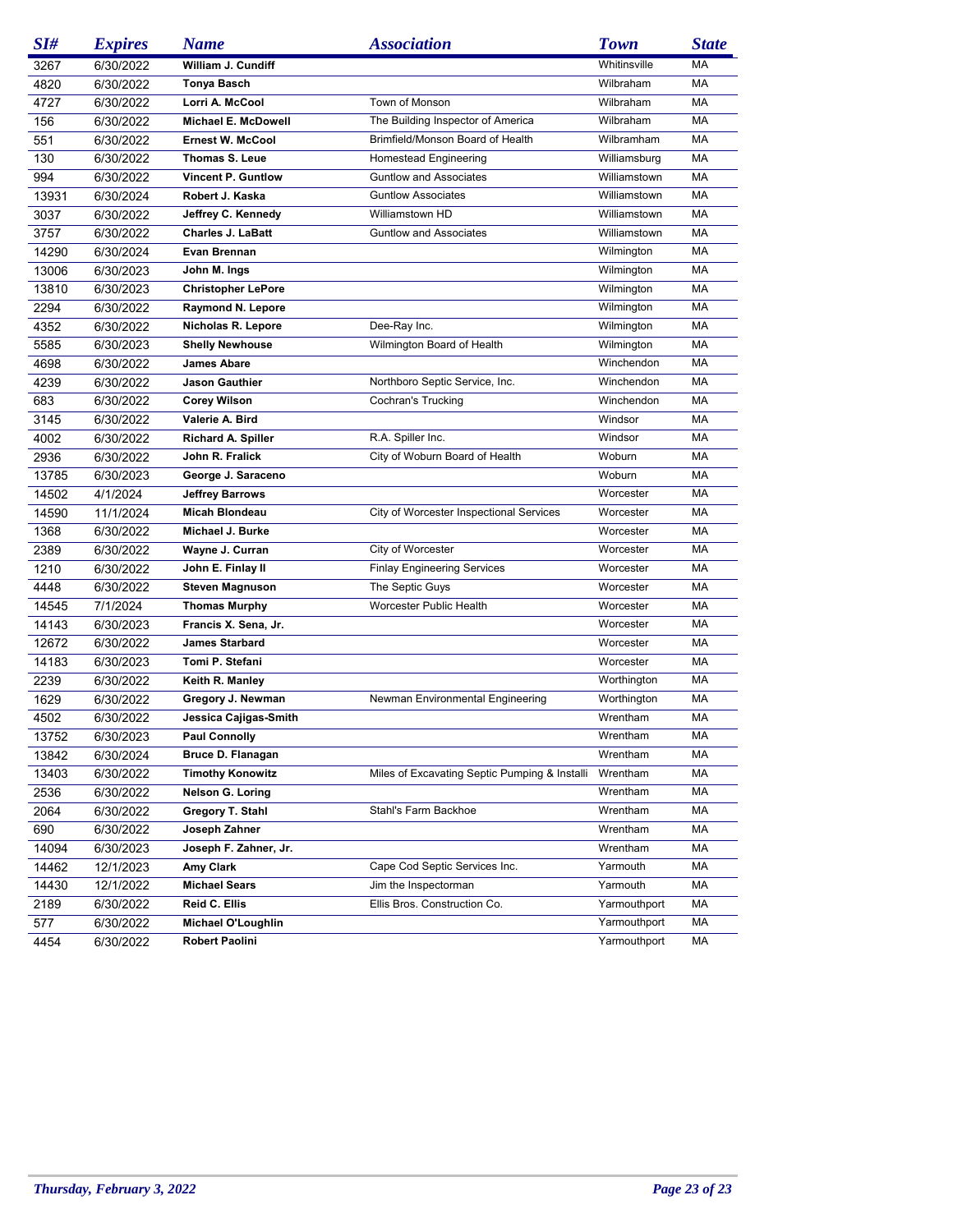| SI# | Expires | Name | Association | Town | State |
|---|---|---|---|---|---|
| 3267 | 6/30/2022 | **William J. Cundiff** | | Whitinsville | MA |
| 4820 | 6/30/2022 | **Tonya Basch** | | Wilbraham | MA |
| 4727 | 6/30/2022 | **Lorri A. McCool** | Town of Monson | Wilbraham | MA |
| 156 | 6/30/2022 | **Michael E. McDowell** | The Building Inspector of America | Wilbraham | MA |
| 551 | 6/30/2022 | **Ernest W. McCool** | Brimfield/Monson Board of Health | Wilbramham | MA |
| 130 | 6/30/2022 | **Thomas S. Leue** | Homestead Engineering | Williamsburg | MA |
| 994 | 6/30/2022 | **Vincent P. Guntlow** | Guntlow and Associates | Williamstown | MA |
| 13931 | 6/30/2024 | **Robert J. Kaska** | Guntlow Associates | Williamstown | MA |
| 3037 | 6/30/2022 | **Jeffrey C. Kennedy** | Williamstown HD | Williamstown | MA |
| 3757 | 6/30/2022 | **Charles J. LaBatt** | Guntlow and Associates | Williamstown | MA |
| 14290 | 6/30/2024 | **Evan Brennan** | | Wilmington | MA |
| 13006 | 6/30/2023 | **John M. Ings** | | Wilmington | MA |
| 13810 | 6/30/2023 | **Christopher LePore** | | Wilmington | MA |
| 2294 | 6/30/2022 | **Raymond N. Lepore** | | Wilmington | MA |
| 4352 | 6/30/2022 | **Nicholas R. Lepore** | Dee-Ray Inc. | Wilmington | MA |
| 5585 | 6/30/2023 | **Shelly Newhouse** | Wilmington Board of Health | Wilmington | MA |
| 4698 | 6/30/2022 | **James Abare** | | Winchendon | MA |
| 4239 | 6/30/2022 | **Jason Gauthier** | Northboro Septic Service, Inc. | Winchendon | MA |
| 683 | 6/30/2022 | **Corey Wilson** | Cochran's Trucking | Winchendon | MA |
| 3145 | 6/30/2022 | **Valerie A. Bird** | | Windsor | MA |
| 4002 | 6/30/2022 | **Richard A. Spiller** | R.A. Spiller Inc. | Windsor | MA |
| 2936 | 6/30/2022 | **John R. Fralick** | City of Woburn Board of Health | Woburn | MA |
| 13785 | 6/30/2023 | **George J. Saraceno** | | Woburn | MA |
| 14502 | 4/1/2024 | **Jeffrey Barrows** | | Worcester | MA |
| 14590 | 11/1/2024 | **Micah Blondeau** | City of Worcester Inspectional Services | Worcester | MA |
| 1368 | 6/30/2022 | **Michael J. Burke** | | Worcester | MA |
| 2389 | 6/30/2022 | **Wayne J. Curran** | City of Worcester | Worcester | MA |
| 1210 | 6/30/2022 | **John E. Finlay II** | Finlay Engineering Services | Worcester | MA |
| 4448 | 6/30/2022 | **Steven Magnuson** | The Septic Guys | Worcester | MA |
| 14545 | 7/1/2024 | **Thomas Murphy** | Worcester Public Health | Worcester | MA |
| 14143 | 6/30/2023 | **Francis X. Sena, Jr.** | | Worcester | MA |
| 12672 | 6/30/2022 | **James Starbard** | | Worcester | MA |
| 14183 | 6/30/2023 | **Tomi P. Stefani** | | Worcester | MA |
| 2239 | 6/30/2022 | **Keith R. Manley** | | Worthington | MA |
| 1629 | 6/30/2022 | **Gregory J. Newman** | Newman Environmental Engineering | Worthington | MA |
| 4502 | 6/30/2022 | **Jessica Cajigas-Smith** | | Wrentham | MA |
| 13752 | 6/30/2023 | **Paul Connolly** | | Wrentham | MA |
| 13842 | 6/30/2024 | **Bruce D. Flanagan** | | Wrentham | MA |
| 13403 | 6/30/2022 | **Timothy Konowitz** | Miles of Excavating Septic Pumping & Installi | Wrentham | MA |
| 2536 | 6/30/2022 | **Nelson G. Loring** | | Wrentham | MA |
| 2064 | 6/30/2022 | **Gregory T. Stahl** | Stahl's Farm Backhoe | Wrentham | MA |
| 690 | 6/30/2022 | **Joseph Zahner** | | Wrentham | MA |
| 14094 | 6/30/2023 | **Joseph F. Zahner, Jr.** | | Wrentham | MA |
| 14462 | 12/1/2023 | **Amy Clark** | Cape Cod Septic Services Inc. | Yarmouth | MA |
| 14430 | 12/1/2022 | **Michael Sears** | Jim the Inspectorman | Yarmouth | MA |
| 2189 | 6/30/2022 | **Reid C. Ellis** | Ellis Bros. Construction Co. | Yarmouthport | MA |
| 577 | 6/30/2022 | **Michael O'Loughlin** | | Yarmouthport | MA |
| 4454 | 6/30/2022 | **Robert Paolini** | | Yarmouthport | MA |

*Thursday, February 3, 2022*